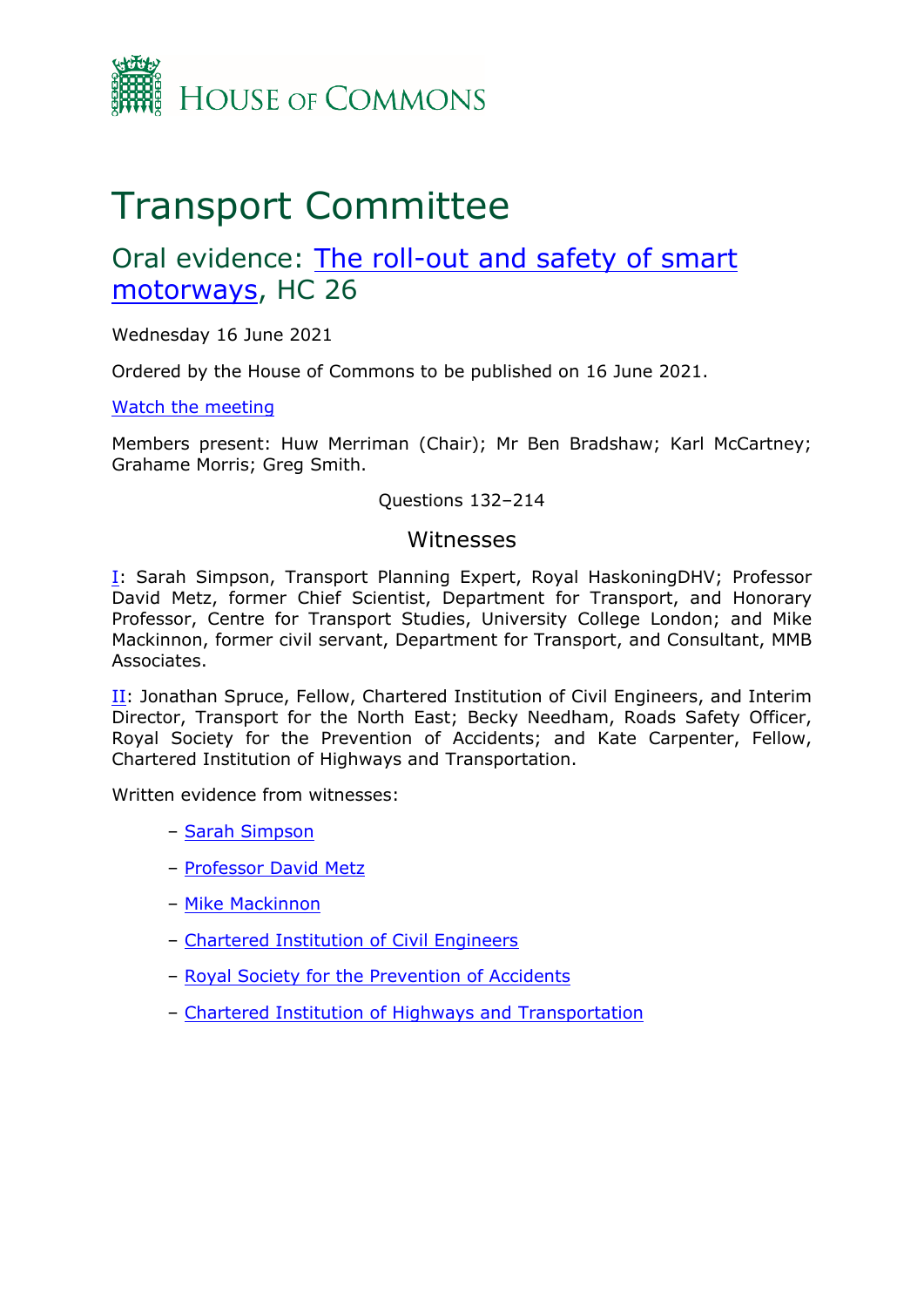House of Commons

# Transport Committee

## Oral evidence: The roll-out and safety of smart motorways, HC 26

Wednesday 16 June 2021

Ordered by the House of Commons to be published on 16 June 2021.

Watch the meeting

Members present: Huw Merriman (Chair); Mr Ben Bradshaw; Karl McCartney; Grahame Morris; Greg Smith.

Questions 132–214

### Witnesses

I: Sarah Simpson, Transport Planning Expert, Royal HaskoningDHV; Professor David Metz, former Chief Scientist, Department for Transport, and Honorary Professor, Centre for Transport Studies, University College London; and Mike Mackinnon, former civil servant, Department for Transport, and Consultant, MMB Associates.

II: Jonathan Spruce, Fellow, Chartered Institution of Civil Engineers, and Interim Director, Transport for the North East; Becky Needham, Roads Safety Officer, Royal Society for the Prevention of Accidents; and Kate Carpenter, Fellow, Chartered Institution of Highways and Transportation.

Written evidence from witnesses:

- Sarah Simpson
- Professor David Metz
- Mike Mackinnon
- Chartered Institution of Civil Engineers
- Royal Society for the Prevention of Accidents
- Chartered Institution of Highways and Transportation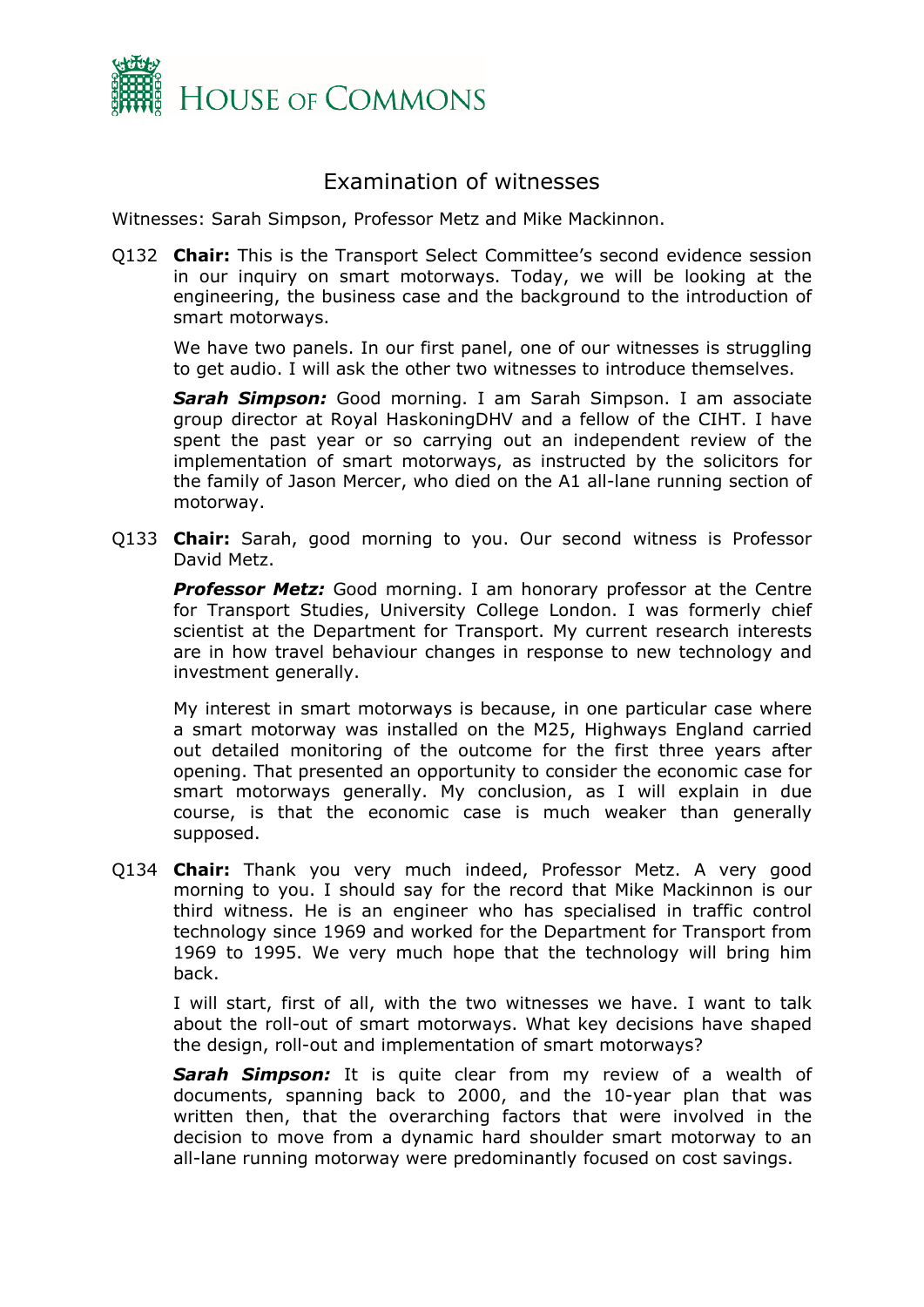# Examination of witnesses

Witnesses: Sarah Simpson, Professor Metz and Mike Mackinnon.

Q132 **Chair:** This is the Transport Select Committee's second evidence session in our inquiry on smart motorways. Today, we will be looking at the engineering, the business case and the background to the introduction of smart motorways.

We have two panels. In our first panel, one of our witnesses is struggling to get audio. I will ask the other two witnesses to introduce themselves.

***Sarah Simpson:*** Good morning. I am Sarah Simpson. I am associate group director at Royal HaskoningDHV and a fellow of the CIHT. I have spent the past year or so carrying out an independent review of the implementation of smart motorways, as instructed by the solicitors for the family of Jason Mercer, who died on the A1 all-lane running section of motorway.

Q133 **Chair:** Sarah, good morning to you. Our second witness is Professor David Metz.

***Professor Metz:*** Good morning. I am honorary professor at the Centre for Transport Studies, University College London. I was formerly chief scientist at the Department for Transport. My current research interests are in how travel behaviour changes in response to new technology and investment generally.

My interest in smart motorways is because, in one particular case where a smart motorway was installed on the M25, Highways England carried out detailed monitoring of the outcome for the first three years after opening. That presented an opportunity to consider the economic case for smart motorways generally. My conclusion, as I will explain in due course, is that the economic case is much weaker than generally supposed.

Q134 **Chair:** Thank you very much indeed, Professor Metz. A very good morning to you. I should say for the record that Mike Mackinnon is our third witness. He is an engineer who has specialised in traffic control technology since 1969 and worked for the Department for Transport from 1969 to 1995. We very much hope that the technology will bring him back.

I will start, first of all, with the two witnesses we have. I want to talk about the roll-out of smart motorways. What key decisions have shaped the design, roll-out and implementation of smart motorways?

***Sarah Simpson:*** It is quite clear from my review of a wealth of documents, spanning back to 2000, and the 10-year plan that was written then, that the overarching factors that were involved in the decision to move from a dynamic hard shoulder smart motorway to an all-lane running motorway were predominantly focused on cost savings.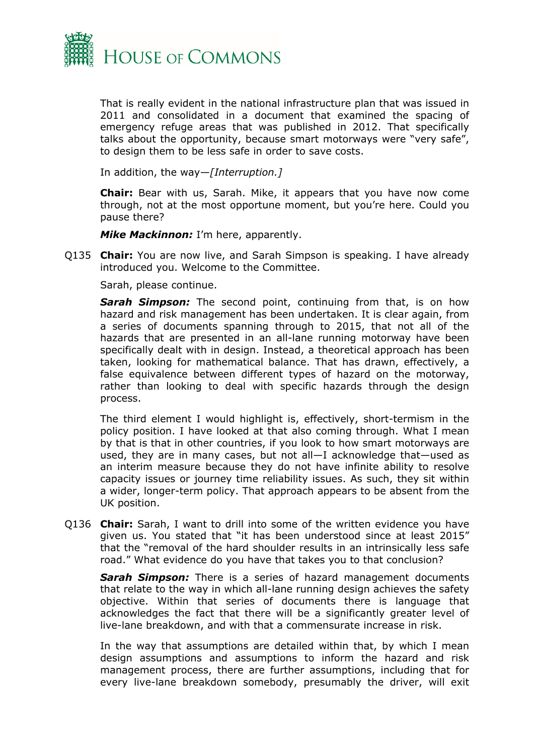That is really evident in the national infrastructure plan that was issued in 2011 and consolidated in a document that examined the spacing of emergency refuge areas that was published in 2012. That specifically talks about the opportunity, because smart motorways were "very safe", to design them to be less safe in order to save costs.

In addition, the way—*[Interruption.]*

**Chair:** Bear with us, Sarah. Mike, it appears that you have now come through, not at the most opportune moment, but you're here. Could you pause there?

***Mike Mackinnon:*** I'm here, apparently.

Q135 **Chair:** You are now live, and Sarah Simpson is speaking. I have already introduced you. Welcome to the Committee.

Sarah, please continue.

***Sarah Simpson:*** The second point, continuing from that, is on how hazard and risk management has been undertaken. It is clear again, from a series of documents spanning through to 2015, that not all of the hazards that are presented in an all-lane running motorway have been specifically dealt with in design. Instead, a theoretical approach has been taken, looking for mathematical balance. That has drawn, effectively, a false equivalence between different types of hazard on the motorway, rather than looking to deal with specific hazards through the design process.

The third element I would highlight is, effectively, short-termism in the policy position. I have looked at that also coming through. What I mean by that is that in other countries, if you look to how smart motorways are used, they are in many cases, but not all—I acknowledge that—used as an interim measure because they do not have infinite ability to resolve capacity issues or journey time reliability issues. As such, they sit within a wider, longer-term policy. That approach appears to be absent from the UK position.

Q136 **Chair:** Sarah, I want to drill into some of the written evidence you have given us. You stated that "it has been understood since at least 2015" that the "removal of the hard shoulder results in an intrinsically less safe road." What evidence do you have that takes you to that conclusion?

***Sarah Simpson:*** There is a series of hazard management documents that relate to the way in which all-lane running design achieves the safety objective. Within that series of documents there is language that acknowledges the fact that there will be a significantly greater level of live-lane breakdown, and with that a commensurate increase in risk.

In the way that assumptions are detailed within that, by which I mean design assumptions and assumptions to inform the hazard and risk management process, there are further assumptions, including that for every live-lane breakdown somebody, presumably the driver, will exit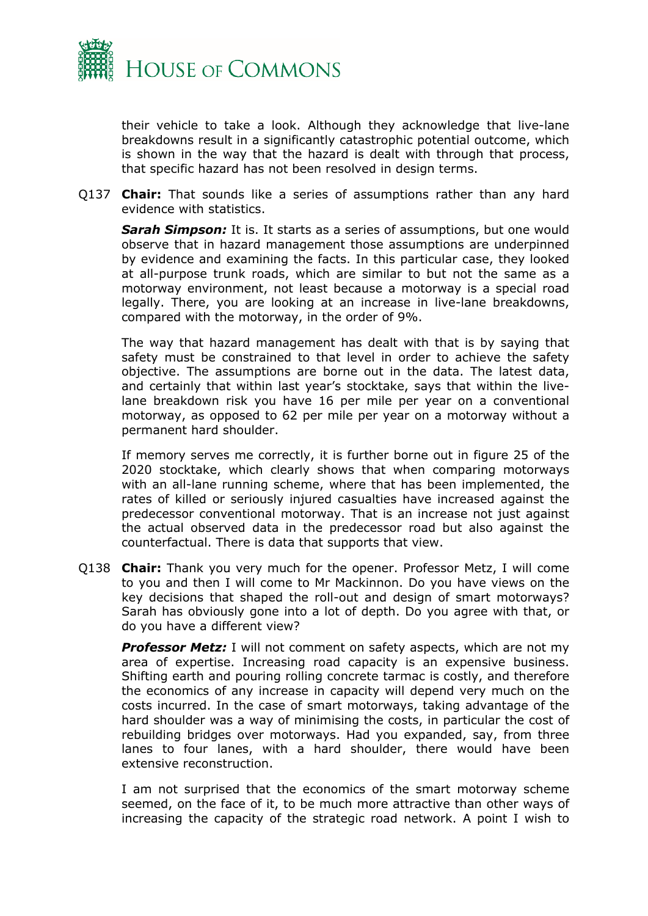their vehicle to take a look. Although they acknowledge that live-lane breakdowns result in a significantly catastrophic potential outcome, which is shown in the way that the hazard is dealt with through that process, that specific hazard has not been resolved in design terms.

Q137 **Chair:** That sounds like a series of assumptions rather than any hard evidence with statistics.

***Sarah Simpson:*** It is. It starts as a series of assumptions, but one would observe that in hazard management those assumptions are underpinned by evidence and examining the facts. In this particular case, they looked at all-purpose trunk roads, which are similar to but not the same as a motorway environment, not least because a motorway is a special road legally. There, you are looking at an increase in live-lane breakdowns, compared with the motorway, in the order of 9%.

The way that hazard management has dealt with that is by saying that safety must be constrained to that level in order to achieve the safety objective. The assumptions are borne out in the data. The latest data, and certainly that within last year's stocktake, says that within the live-lane breakdown risk you have 16 per mile per year on a conventional motorway, as opposed to 62 per mile per year on a motorway without a permanent hard shoulder.

If memory serves me correctly, it is further borne out in figure 25 of the 2020 stocktake, which clearly shows that when comparing motorways with an all-lane running scheme, where that has been implemented, the rates of killed or seriously injured casualties have increased against the predecessor conventional motorway. That is an increase not just against the actual observed data in the predecessor road but also against the counterfactual. There is data that supports that view.

Q138 **Chair:** Thank you very much for the opener. Professor Metz, I will come to you and then I will come to Mr Mackinnon. Do you have views on the key decisions that shaped the roll-out and design of smart motorways? Sarah has obviously gone into a lot of depth. Do you agree with that, or do you have a different view?

***Professor Metz:*** I will not comment on safety aspects, which are not my area of expertise. Increasing road capacity is an expensive business. Shifting earth and pouring rolling concrete tarmac is costly, and therefore the economics of any increase in capacity will depend very much on the costs incurred. In the case of smart motorways, taking advantage of the hard shoulder was a way of minimising the costs, in particular the cost of rebuilding bridges over motorways. Had you expanded, say, from three lanes to four lanes, with a hard shoulder, there would have been extensive reconstruction.

I am not surprised that the economics of the smart motorway scheme seemed, on the face of it, to be much more attractive than other ways of increasing the capacity of the strategic road network. A point I wish to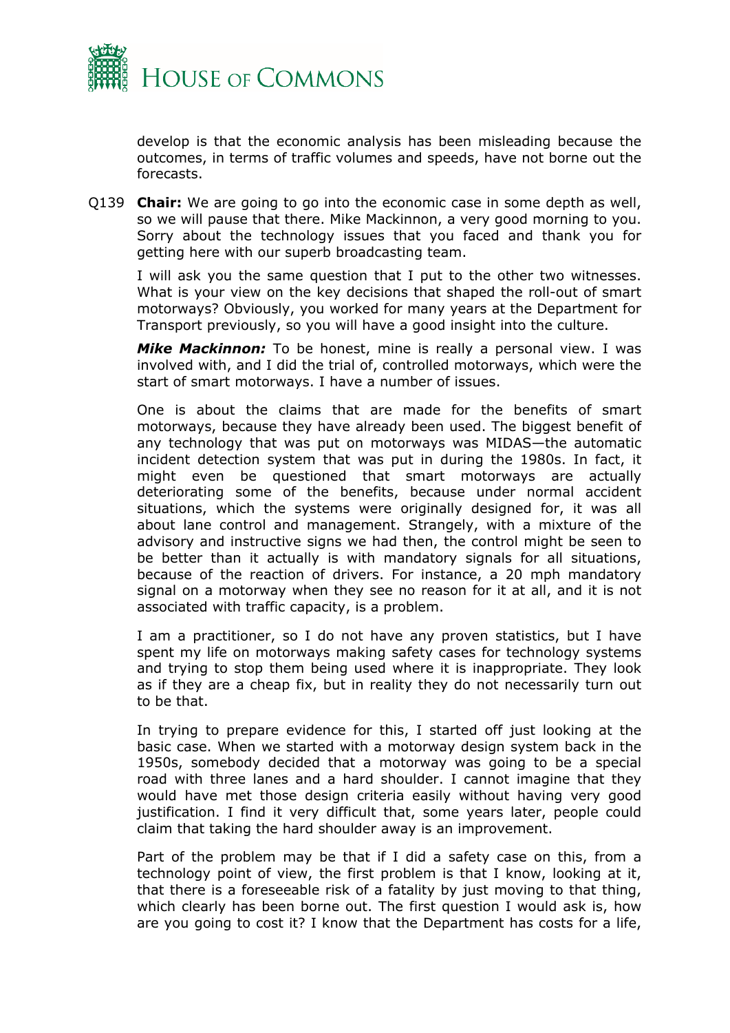develop is that the economic analysis has been misleading because the outcomes, in terms of traffic volumes and speeds, have not borne out the forecasts.

Q139 **Chair:** We are going to go into the economic case in some depth as well, so we will pause that there. Mike Mackinnon, a very good morning to you. Sorry about the technology issues that you faced and thank you for getting here with our superb broadcasting team.

I will ask you the same question that I put to the other two witnesses. What is your view on the key decisions that shaped the roll-out of smart motorways? Obviously, you worked for many years at the Department for Transport previously, so you will have a good insight into the culture.

***Mike Mackinnon:*** To be honest, mine is really a personal view. I was involved with, and I did the trial of, controlled motorways, which were the start of smart motorways. I have a number of issues.

One is about the claims that are made for the benefits of smart motorways, because they have already been used. The biggest benefit of any technology that was put on motorways was MIDAS—the automatic incident detection system that was put in during the 1980s. In fact, it might even be questioned that smart motorways are actually deteriorating some of the benefits, because under normal accident situations, which the systems were originally designed for, it was all about lane control and management. Strangely, with a mixture of the advisory and instructive signs we had then, the control might be seen to be better than it actually is with mandatory signals for all situations, because of the reaction of drivers. For instance, a 20 mph mandatory signal on a motorway when they see no reason for it at all, and it is not associated with traffic capacity, is a problem.

I am a practitioner, so I do not have any proven statistics, but I have spent my life on motorways making safety cases for technology systems and trying to stop them being used where it is inappropriate. They look as if they are a cheap fix, but in reality they do not necessarily turn out to be that.

In trying to prepare evidence for this, I started off just looking at the basic case. When we started with a motorway design system back in the 1950s, somebody decided that a motorway was going to be a special road with three lanes and a hard shoulder. I cannot imagine that they would have met those design criteria easily without having very good justification. I find it very difficult that, some years later, people could claim that taking the hard shoulder away is an improvement.

Part of the problem may be that if I did a safety case on this, from a technology point of view, the first problem is that I know, looking at it, that there is a foreseeable risk of a fatality by just moving to that thing, which clearly has been borne out. The first question I would ask is, how are you going to cost it? I know that the Department has costs for a life,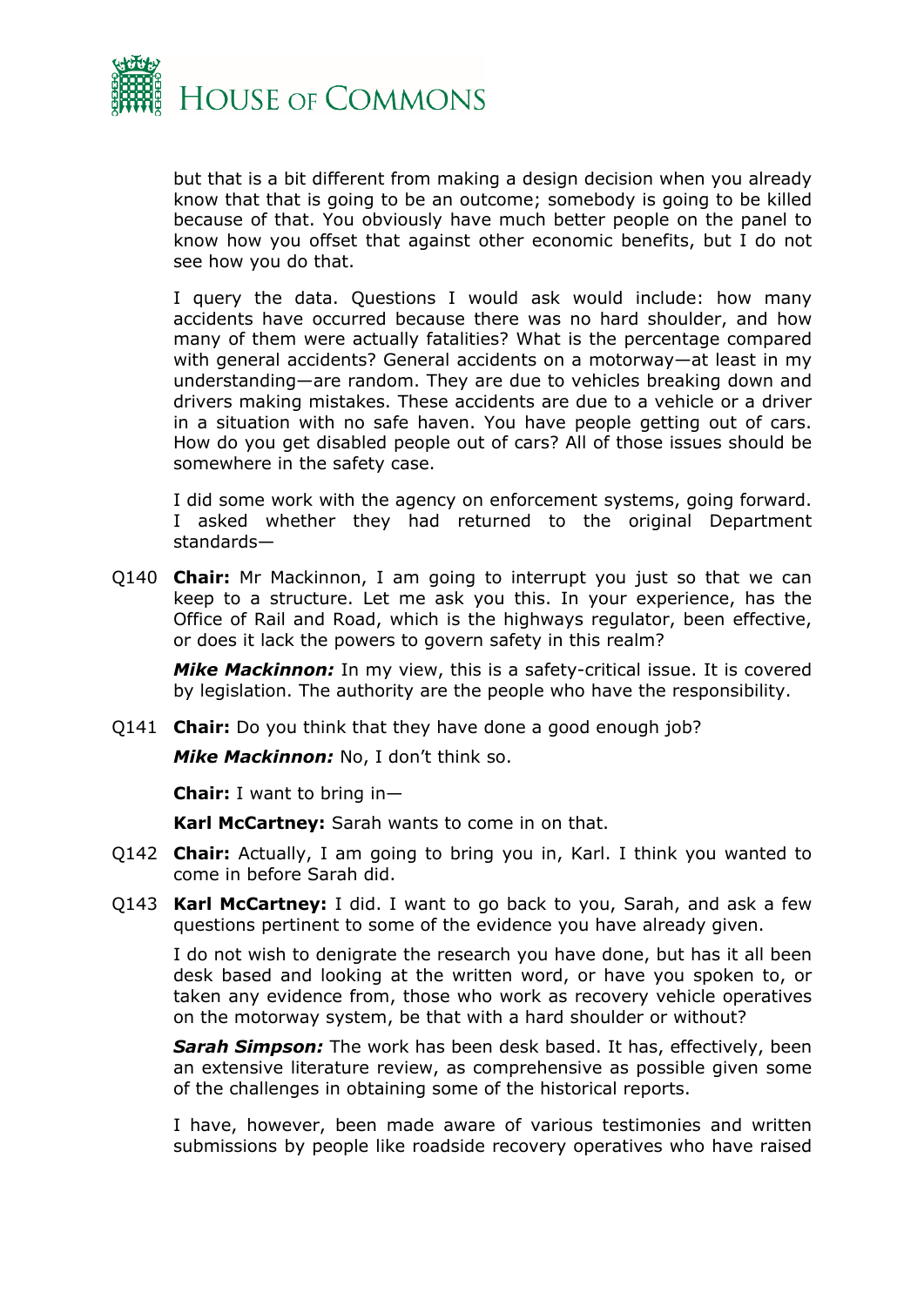but that is a bit different from making a design decision when you already know that that is going to be an outcome; somebody is going to be killed because of that. You obviously have much better people on the panel to know how you offset that against other economic benefits, but I do not see how you do that.

I query the data. Questions I would ask would include: how many accidents have occurred because there was no hard shoulder, and how many of them were actually fatalities? What is the percentage compared with general accidents? General accidents on a motorway—at least in my understanding—are random. They are due to vehicles breaking down and drivers making mistakes. These accidents are due to a vehicle or a driver in a situation with no safe haven. You have people getting out of cars. How do you get disabled people out of cars? All of those issues should be somewhere in the safety case.

I did some work with the agency on enforcement systems, going forward. I asked whether they had returned to the original Department standards—

Q140 **Chair:** Mr Mackinnon, I am going to interrupt you just so that we can keep to a structure. Let me ask you this. In your experience, has the Office of Rail and Road, which is the highways regulator, been effective, or does it lack the powers to govern safety in this realm?

***Mike Mackinnon:*** In my view, this is a safety-critical issue. It is covered by legislation. The authority are the people who have the responsibility.

Q141 **Chair:** Do you think that they have done a good enough job?

***Mike Mackinnon:*** No, I don't think so.

**Chair:** I want to bring in—

**Karl McCartney:** Sarah wants to come in on that.

Q142 **Chair:** Actually, I am going to bring you in, Karl. I think you wanted to come in before Sarah did.

Q143 **Karl McCartney:** I did. I want to go back to you, Sarah, and ask a few questions pertinent to some of the evidence you have already given.

I do not wish to denigrate the research you have done, but has it all been desk based and looking at the written word, or have you spoken to, or taken any evidence from, those who work as recovery vehicle operatives on the motorway system, be that with a hard shoulder or without?

***Sarah Simpson:*** The work has been desk based. It has, effectively, been an extensive literature review, as comprehensive as possible given some of the challenges in obtaining some of the historical reports.

I have, however, been made aware of various testimonies and written submissions by people like roadside recovery operatives who have raised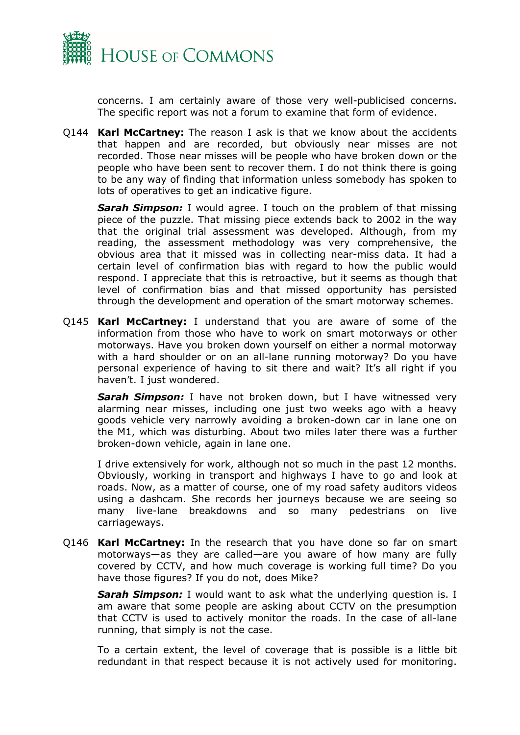concerns. I am certainly aware of those very well-publicised concerns. The specific report was not a forum to examine that form of evidence.

Q144 **Karl McCartney:** The reason I ask is that we know about the accidents that happen and are recorded, but obviously near misses are not recorded. Those near misses will be people who have broken down or the people who have been sent to recover them. I do not think there is going to be any way of finding that information unless somebody has spoken to lots of operatives to get an indicative figure.

***Sarah Simpson:*** I would agree. I touch on the problem of that missing piece of the puzzle. That missing piece extends back to 2002 in the way that the original trial assessment was developed. Although, from my reading, the assessment methodology was very comprehensive, the obvious area that it missed was in collecting near-miss data. It had a certain level of confirmation bias with regard to how the public would respond. I appreciate that this is retroactive, but it seems as though that level of confirmation bias and that missed opportunity has persisted through the development and operation of the smart motorway schemes.

Q145 **Karl McCartney:** I understand that you are aware of some of the information from those who have to work on smart motorways or other motorways. Have you broken down yourself on either a normal motorway with a hard shoulder or on an all-lane running motorway? Do you have personal experience of having to sit there and wait? It's all right if you haven't. I just wondered.

***Sarah Simpson:*** I have not broken down, but I have witnessed very alarming near misses, including one just two weeks ago with a heavy goods vehicle very narrowly avoiding a broken-down car in lane one on the M1, which was disturbing. About two miles later there was a further broken-down vehicle, again in lane one.

I drive extensively for work, although not so much in the past 12 months. Obviously, working in transport and highways I have to go and look at roads. Now, as a matter of course, one of my road safety auditors videos using a dashcam. She records her journeys because we are seeing so many live-lane breakdowns and so many pedestrians on live carriageways.

Q146 **Karl McCartney:** In the research that you have done so far on smart motorways—as they are called—are you aware of how many are fully covered by CCTV, and how much coverage is working full time? Do you have those figures? If you do not, does Mike?

***Sarah Simpson:*** I would want to ask what the underlying question is. I am aware that some people are asking about CCTV on the presumption that CCTV is used to actively monitor the roads. In the case of all-lane running, that simply is not the case.

To a certain extent, the level of coverage that is possible is a little bit redundant in that respect because it is not actively used for monitoring.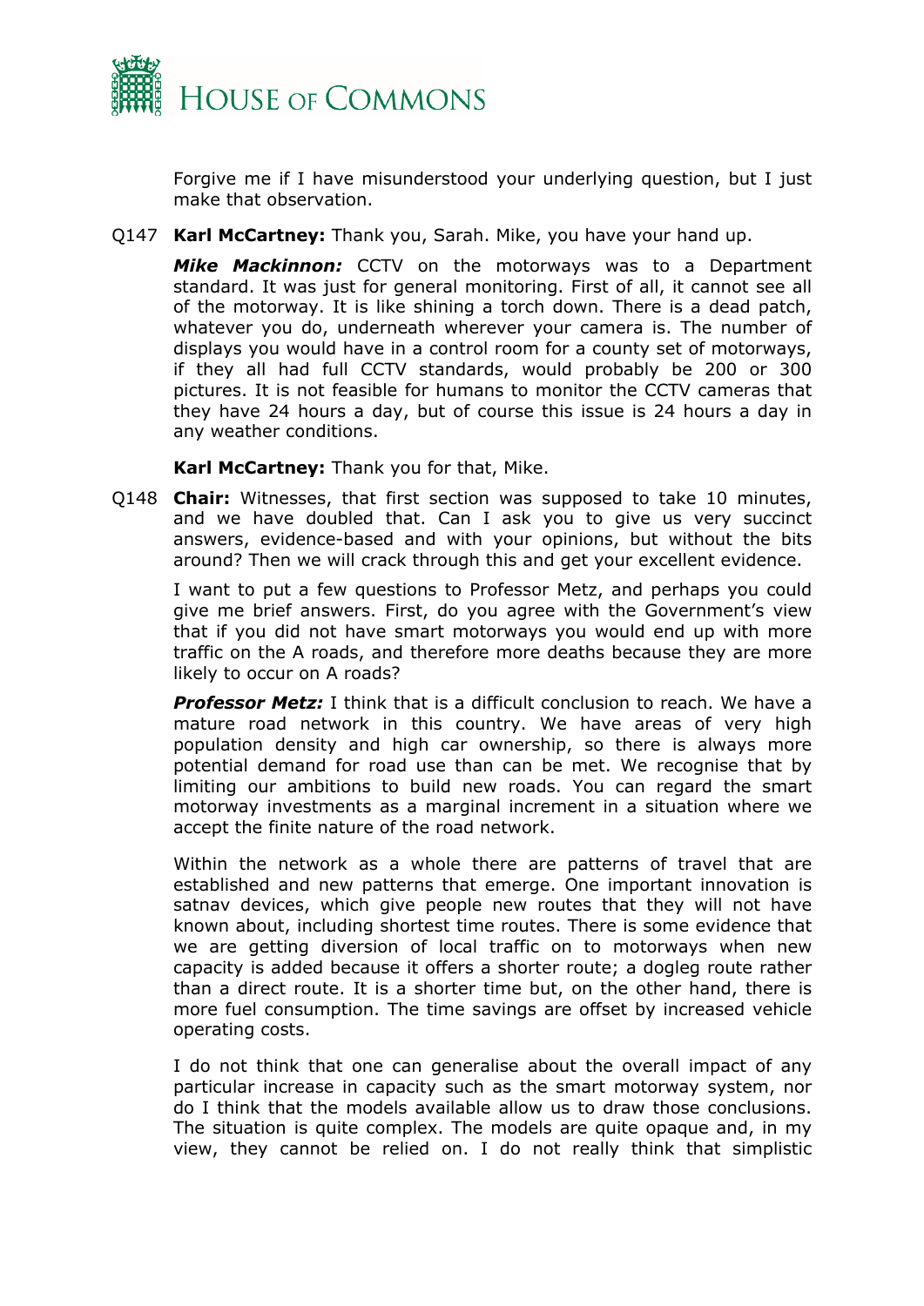Forgive me if I have misunderstood your underlying question, but I just make that observation.

Q147 **Karl McCartney:** Thank you, Sarah. Mike, you have your hand up.

***Mike Mackinnon:*** CCTV on the motorways was to a Department standard. It was just for general monitoring. First of all, it cannot see all of the motorway. It is like shining a torch down. There is a dead patch, whatever you do, underneath wherever your camera is. The number of displays you would have in a control room for a county set of motorways, if they all had full CCTV standards, would probably be 200 or 300 pictures. It is not feasible for humans to monitor the CCTV cameras that they have 24 hours a day, but of course this issue is 24 hours a day in any weather conditions.

**Karl McCartney:** Thank you for that, Mike.

Q148 **Chair:** Witnesses, that first section was supposed to take 10 minutes, and we have doubled that. Can I ask you to give us very succinct answers, evidence-based and with your opinions, but without the bits around? Then we will crack through this and get your excellent evidence.

I want to put a few questions to Professor Metz, and perhaps you could give me brief answers. First, do you agree with the Government's view that if you did not have smart motorways you would end up with more traffic on the A roads, and therefore more deaths because they are more likely to occur on A roads?

***Professor Metz:*** I think that is a difficult conclusion to reach. We have a mature road network in this country. We have areas of very high population density and high car ownership, so there is always more potential demand for road use than can be met. We recognise that by limiting our ambitions to build new roads. You can regard the smart motorway investments as a marginal increment in a situation where we accept the finite nature of the road network.

Within the network as a whole there are patterns of travel that are established and new patterns that emerge. One important innovation is satnav devices, which give people new routes that they will not have known about, including shortest time routes. There is some evidence that we are getting diversion of local traffic on to motorways when new capacity is added because it offers a shorter route; a dogleg route rather than a direct route. It is a shorter time but, on the other hand, there is more fuel consumption. The time savings are offset by increased vehicle operating costs.

I do not think that one can generalise about the overall impact of any particular increase in capacity such as the smart motorway system, nor do I think that the models available allow us to draw those conclusions. The situation is quite complex. The models are quite opaque and, in my view, they cannot be relied on. I do not really think that simplistic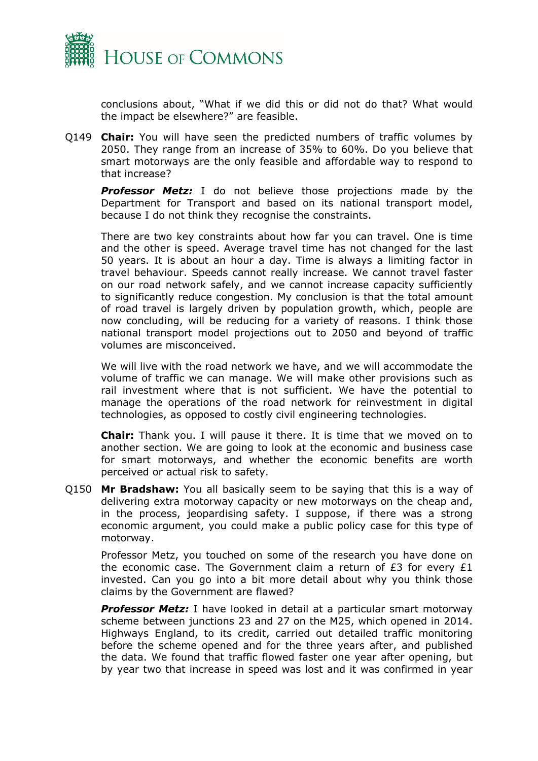conclusions about, "What if we did this or did not do that? What would the impact be elsewhere?" are feasible.

Q149 **Chair:** You will have seen the predicted numbers of traffic volumes by 2050. They range from an increase of 35% to 60%. Do you believe that smart motorways are the only feasible and affordable way to respond to that increase?

***Professor Metz:*** I do not believe those projections made by the Department for Transport and based on its national transport model, because I do not think they recognise the constraints.

There are two key constraints about how far you can travel. One is time and the other is speed. Average travel time has not changed for the last 50 years. It is about an hour a day. Time is always a limiting factor in travel behaviour. Speeds cannot really increase. We cannot travel faster on our road network safely, and we cannot increase capacity sufficiently to significantly reduce congestion. My conclusion is that the total amount of road travel is largely driven by population growth, which, people are now concluding, will be reducing for a variety of reasons. I think those national transport model projections out to 2050 and beyond of traffic volumes are misconceived.

We will live with the road network we have, and we will accommodate the volume of traffic we can manage. We will make other provisions such as rail investment where that is not sufficient. We have the potential to manage the operations of the road network for reinvestment in digital technologies, as opposed to costly civil engineering technologies.

**Chair:** Thank you. I will pause it there. It is time that we moved on to another section. We are going to look at the economic and business case for smart motorways, and whether the economic benefits are worth perceived or actual risk to safety.

Q150 **Mr Bradshaw:** You all basically seem to be saying that this is a way of delivering extra motorway capacity or new motorways on the cheap and, in the process, jeopardising safety. I suppose, if there was a strong economic argument, you could make a public policy case for this type of motorway.

Professor Metz, you touched on some of the research you have done on the economic case. The Government claim a return of £3 for every £1 invested. Can you go into a bit more detail about why you think those claims by the Government are flawed?

***Professor Metz:*** I have looked in detail at a particular smart motorway scheme between junctions 23 and 27 on the M25, which opened in 2014. Highways England, to its credit, carried out detailed traffic monitoring before the scheme opened and for the three years after, and published the data. We found that traffic flowed faster one year after opening, but by year two that increase in speed was lost and it was confirmed in year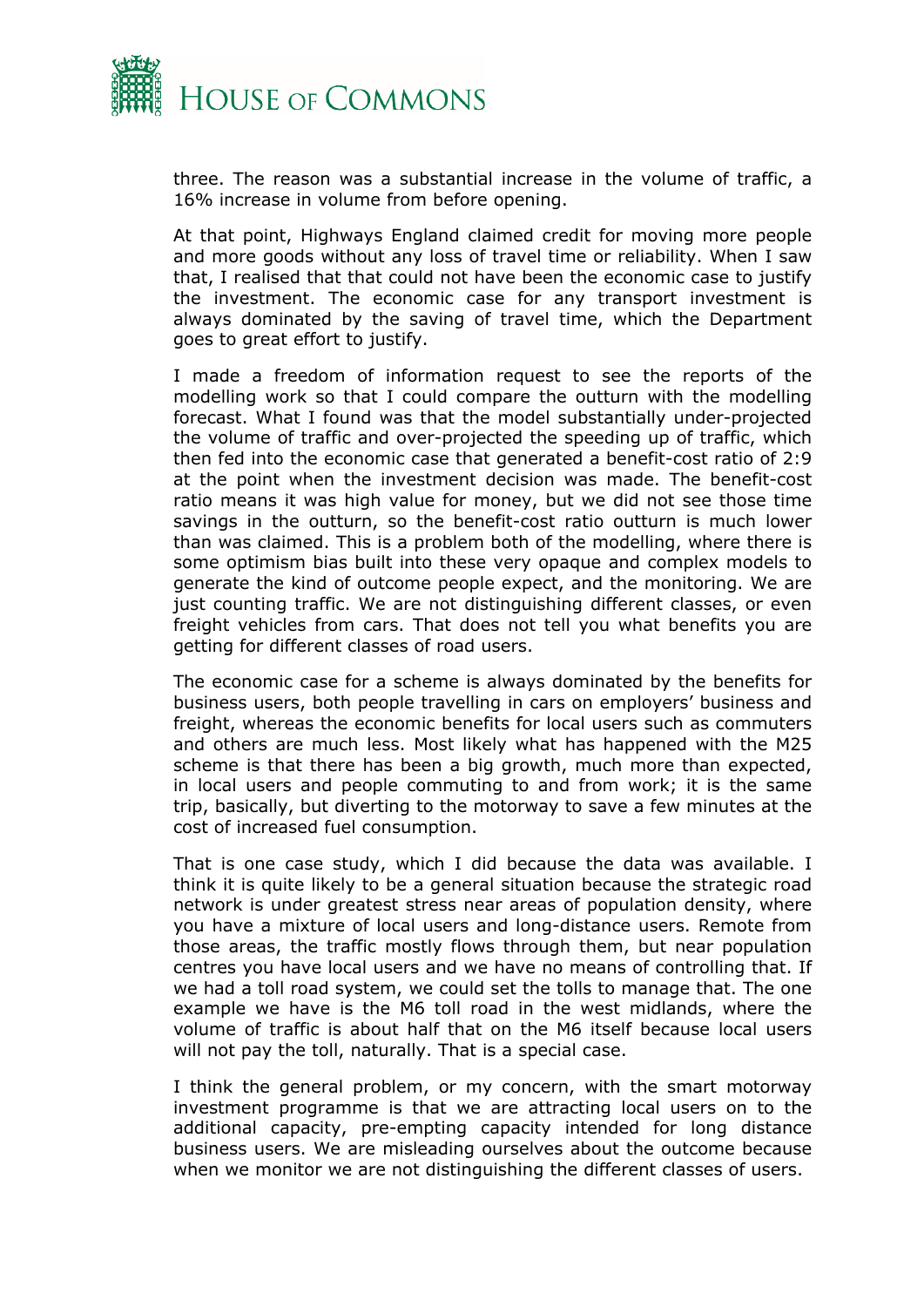three. The reason was a substantial increase in the volume of traffic, a 16% increase in volume from before opening.

At that point, Highways England claimed credit for moving more people and more goods without any loss of travel time or reliability. When I saw that, I realised that that could not have been the economic case to justify the investment. The economic case for any transport investment is always dominated by the saving of travel time, which the Department goes to great effort to justify.

I made a freedom of information request to see the reports of the modelling work so that I could compare the outturn with the modelling forecast. What I found was that the model substantially under-projected the volume of traffic and over-projected the speeding up of traffic, which then fed into the economic case that generated a benefit-cost ratio of 2:9 at the point when the investment decision was made. The benefit-cost ratio means it was high value for money, but we did not see those time savings in the outturn, so the benefit-cost ratio outturn is much lower than was claimed. This is a problem both of the modelling, where there is some optimism bias built into these very opaque and complex models to generate the kind of outcome people expect, and the monitoring. We are just counting traffic. We are not distinguishing different classes, or even freight vehicles from cars. That does not tell you what benefits you are getting for different classes of road users.

The economic case for a scheme is always dominated by the benefits for business users, both people travelling in cars on employers' business and freight, whereas the economic benefits for local users such as commuters and others are much less. Most likely what has happened with the M25 scheme is that there has been a big growth, much more than expected, in local users and people commuting to and from work; it is the same trip, basically, but diverting to the motorway to save a few minutes at the cost of increased fuel consumption.

That is one case study, which I did because the data was available. I think it is quite likely to be a general situation because the strategic road network is under greatest stress near areas of population density, where you have a mixture of local users and long-distance users. Remote from those areas, the traffic mostly flows through them, but near population centres you have local users and we have no means of controlling that. If we had a toll road system, we could set the tolls to manage that. The one example we have is the M6 toll road in the west midlands, where the volume of traffic is about half that on the M6 itself because local users will not pay the toll, naturally. That is a special case.

I think the general problem, or my concern, with the smart motorway investment programme is that we are attracting local users on to the additional capacity, pre-empting capacity intended for long distance business users. We are misleading ourselves about the outcome because when we monitor we are not distinguishing the different classes of users.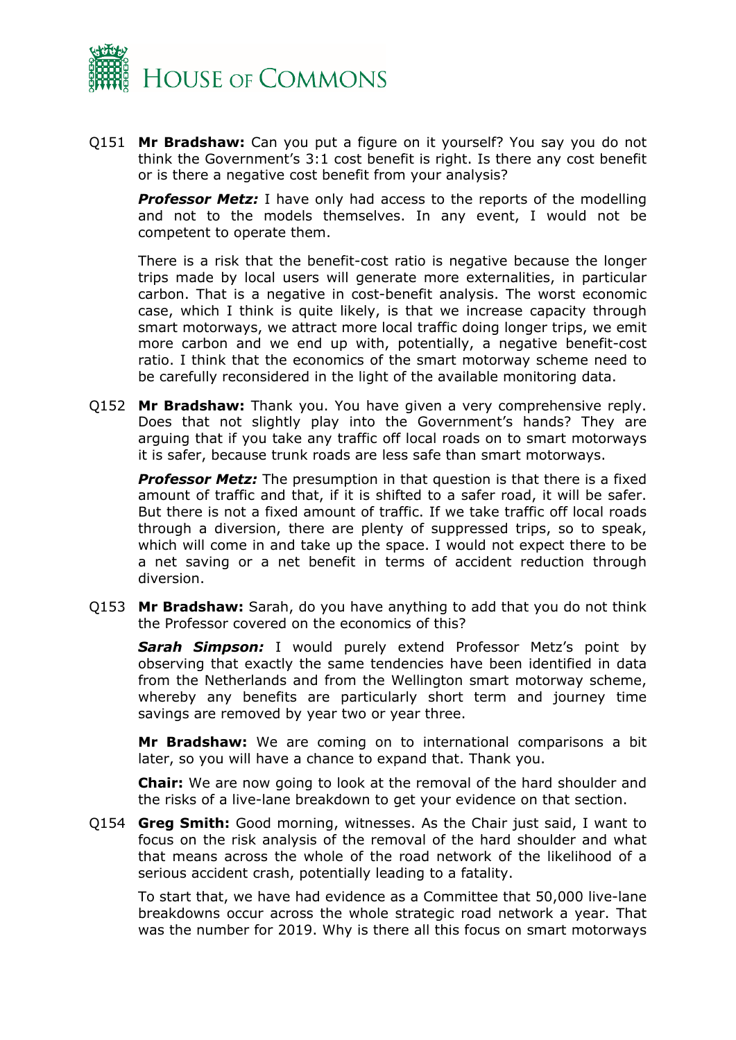Q151 **Mr Bradshaw:** Can you put a figure on it yourself? You say you do not think the Government's 3:1 cost benefit is right. Is there any cost benefit or is there a negative cost benefit from your analysis?

***Professor Metz:*** I have only had access to the reports of the modelling and not to the models themselves. In any event, I would not be competent to operate them.

There is a risk that the benefit-cost ratio is negative because the longer trips made by local users will generate more externalities, in particular carbon. That is a negative in cost-benefit analysis. The worst economic case, which I think is quite likely, is that we increase capacity through smart motorways, we attract more local traffic doing longer trips, we emit more carbon and we end up with, potentially, a negative benefit-cost ratio. I think that the economics of the smart motorway scheme need to be carefully reconsidered in the light of the available monitoring data.

Q152 **Mr Bradshaw:** Thank you. You have given a very comprehensive reply. Does that not slightly play into the Government's hands? They are arguing that if you take any traffic off local roads on to smart motorways it is safer, because trunk roads are less safe than smart motorways.

***Professor Metz:*** The presumption in that question is that there is a fixed amount of traffic and that, if it is shifted to a safer road, it will be safer. But there is not a fixed amount of traffic. If we take traffic off local roads through a diversion, there are plenty of suppressed trips, so to speak, which will come in and take up the space. I would not expect there to be a net saving or a net benefit in terms of accident reduction through diversion.

Q153 **Mr Bradshaw:** Sarah, do you have anything to add that you do not think the Professor covered on the economics of this?

***Sarah Simpson:*** I would purely extend Professor Metz's point by observing that exactly the same tendencies have been identified in data from the Netherlands and from the Wellington smart motorway scheme, whereby any benefits are particularly short term and journey time savings are removed by year two or year three.

**Mr Bradshaw:** We are coming on to international comparisons a bit later, so you will have a chance to expand that. Thank you.

**Chair:** We are now going to look at the removal of the hard shoulder and the risks of a live-lane breakdown to get your evidence on that section.

Q154 **Greg Smith:** Good morning, witnesses. As the Chair just said, I want to focus on the risk analysis of the removal of the hard shoulder and what that means across the whole of the road network of the likelihood of a serious accident crash, potentially leading to a fatality.

To start that, we have had evidence as a Committee that 50,000 live-lane breakdowns occur across the whole strategic road network a year. That was the number for 2019. Why is there all this focus on smart motorways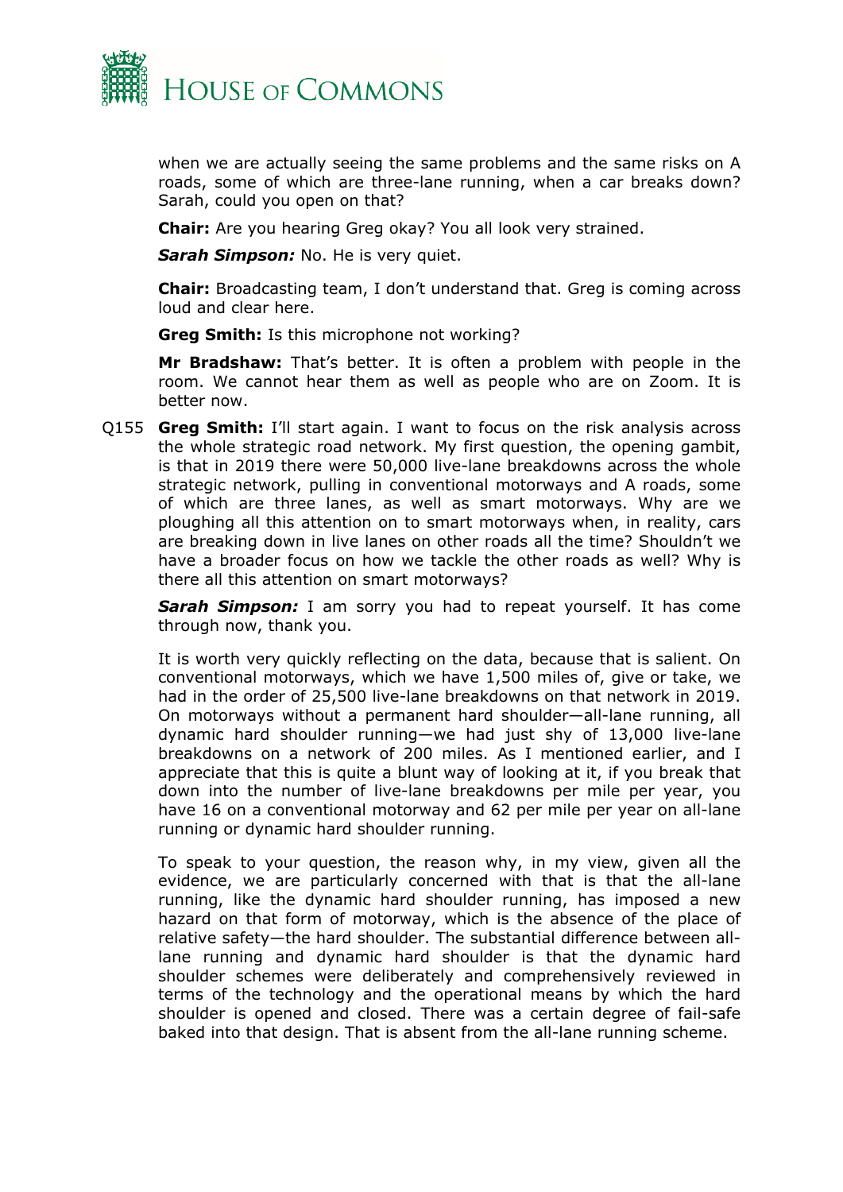when we are actually seeing the same problems and the same risks on A roads, some of which are three-lane running, when a car breaks down? Sarah, could you open on that?

**Chair:** Are you hearing Greg okay? You all look very strained.

***Sarah Simpson:*** No. He is very quiet.

**Chair:** Broadcasting team, I don't understand that. Greg is coming across loud and clear here.

**Greg Smith:** Is this microphone not working?

**Mr Bradshaw:** That's better. It is often a problem with people in the room. We cannot hear them as well as people who are on Zoom. It is better now.

Q155 **Greg Smith:** I'll start again. I want to focus on the risk analysis across the whole strategic road network. My first question, the opening gambit, is that in 2019 there were 50,000 live-lane breakdowns across the whole strategic network, pulling in conventional motorways and A roads, some of which are three lanes, as well as smart motorways. Why are we ploughing all this attention on to smart motorways when, in reality, cars are breaking down in live lanes on other roads all the time? Shouldn't we have a broader focus on how we tackle the other roads as well? Why is there all this attention on smart motorways?

***Sarah Simpson:*** I am sorry you had to repeat yourself. It has come through now, thank you.

It is worth very quickly reflecting on the data, because that is salient. On conventional motorways, which we have 1,500 miles of, give or take, we had in the order of 25,500 live-lane breakdowns on that network in 2019. On motorways without a permanent hard shoulder—all-lane running, all dynamic hard shoulder running—we had just shy of 13,000 live-lane breakdowns on a network of 200 miles. As I mentioned earlier, and I appreciate that this is quite a blunt way of looking at it, if you break that down into the number of live-lane breakdowns per mile per year, you have 16 on a conventional motorway and 62 per mile per year on all-lane running or dynamic hard shoulder running.

To speak to your question, the reason why, in my view, given all the evidence, we are particularly concerned with that is that the all-lane running, like the dynamic hard shoulder running, has imposed a new hazard on that form of motorway, which is the absence of the place of relative safety—the hard shoulder. The substantial difference between all-lane running and dynamic hard shoulder is that the dynamic hard shoulder schemes were deliberately and comprehensively reviewed in terms of the technology and the operational means by which the hard shoulder is opened and closed. There was a certain degree of fail-safe baked into that design. That is absent from the all-lane running scheme.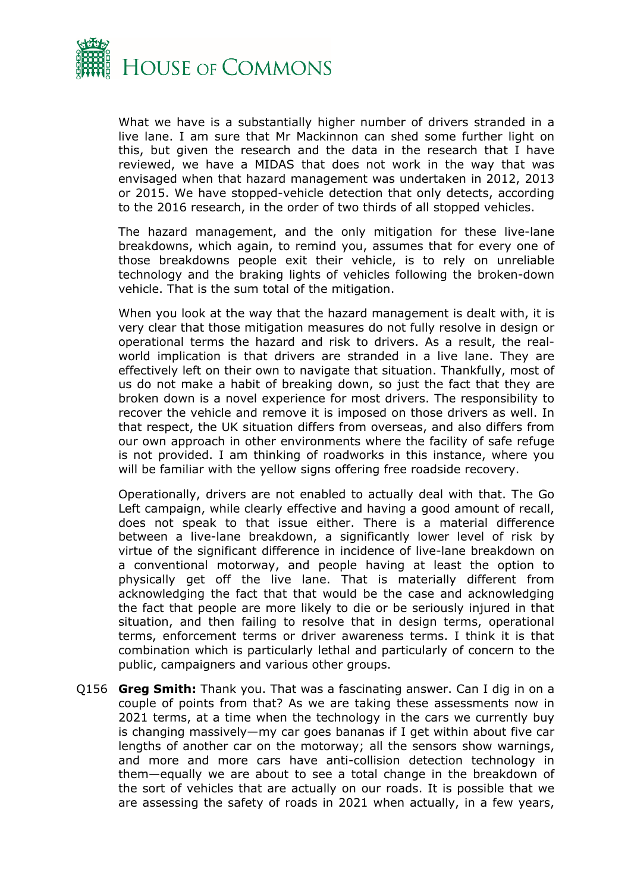What we have is a substantially higher number of drivers stranded in a live lane. I am sure that Mr Mackinnon can shed some further light on this, but given the research and the data in the research that I have reviewed, we have a MIDAS that does not work in the way that was envisaged when that hazard management was undertaken in 2012, 2013 or 2015. We have stopped-vehicle detection that only detects, according to the 2016 research, in the order of two thirds of all stopped vehicles.

The hazard management, and the only mitigation for these live-lane breakdowns, which again, to remind you, assumes that for every one of those breakdowns people exit their vehicle, is to rely on unreliable technology and the braking lights of vehicles following the broken-down vehicle. That is the sum total of the mitigation.

When you look at the way that the hazard management is dealt with, it is very clear that those mitigation measures do not fully resolve in design or operational terms the hazard and risk to drivers. As a result, the real-world implication is that drivers are stranded in a live lane. They are effectively left on their own to navigate that situation. Thankfully, most of us do not make a habit of breaking down, so just the fact that they are broken down is a novel experience for most drivers. The responsibility to recover the vehicle and remove it is imposed on those drivers as well. In that respect, the UK situation differs from overseas, and also differs from our own approach in other environments where the facility of safe refuge is not provided. I am thinking of roadworks in this instance, where you will be familiar with the yellow signs offering free roadside recovery.

Operationally, drivers are not enabled to actually deal with that. The Go Left campaign, while clearly effective and having a good amount of recall, does not speak to that issue either. There is a material difference between a live-lane breakdown, a significantly lower level of risk by virtue of the significant difference in incidence of live-lane breakdown on a conventional motorway, and people having at least the option to physically get off the live lane. That is materially different from acknowledging the fact that that would be the case and acknowledging the fact that people are more likely to die or be seriously injured in that situation, and then failing to resolve that in design terms, operational terms, enforcement terms or driver awareness terms. I think it is that combination which is particularly lethal and particularly of concern to the public, campaigners and various other groups.

Q156 **Greg Smith:** Thank you. That was a fascinating answer. Can I dig in on a couple of points from that? As we are taking these assessments now in 2021 terms, at a time when the technology in the cars we currently buy is changing massively—my car goes bananas if I get within about five car lengths of another car on the motorway; all the sensors show warnings, and more and more cars have anti-collision detection technology in them—equally we are about to see a total change in the breakdown of the sort of vehicles that are actually on our roads. It is possible that we are assessing the safety of roads in 2021 when actually, in a few years,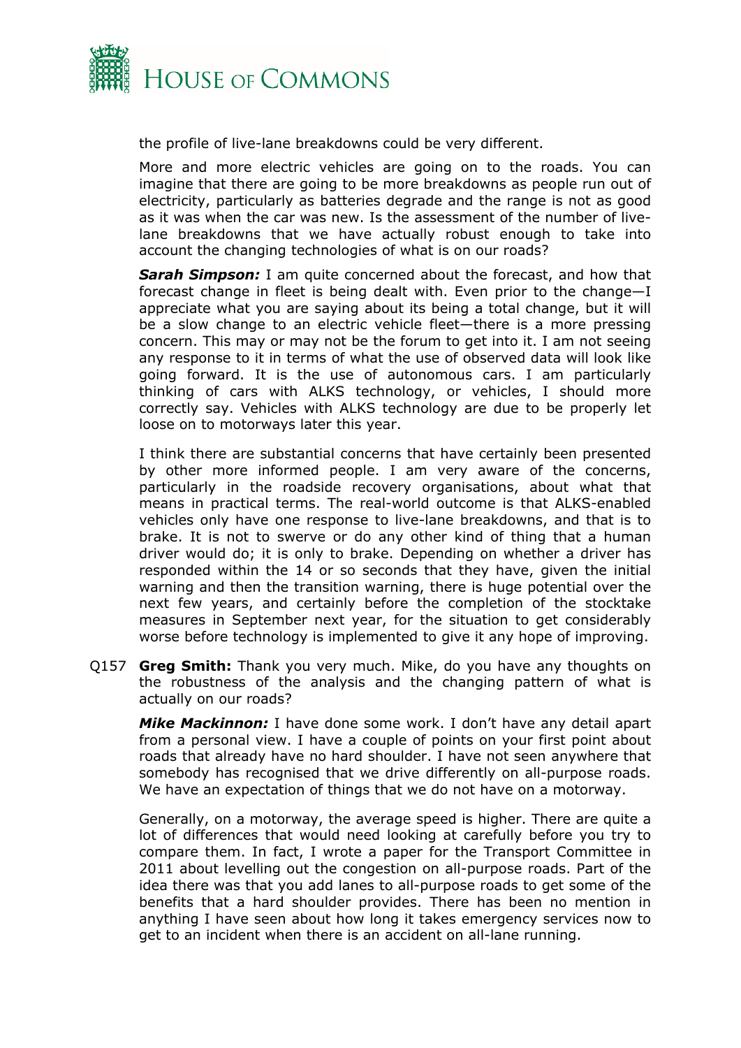the profile of live-lane breakdowns could be very different.

More and more electric vehicles are going on to the roads. You can imagine that there are going to be more breakdowns as people run out of electricity, particularly as batteries degrade and the range is not as good as it was when the car was new. Is the assessment of the number of live-lane breakdowns that we have actually robust enough to take into account the changing technologies of what is on our roads?

***Sarah Simpson:*** I am quite concerned about the forecast, and how that forecast change in fleet is being dealt with. Even prior to the change—I appreciate what you are saying about its being a total change, but it will be a slow change to an electric vehicle fleet—there is a more pressing concern. This may or may not be the forum to get into it. I am not seeing any response to it in terms of what the use of observed data will look like going forward. It is the use of autonomous cars. I am particularly thinking of cars with ALKS technology, or vehicles, I should more correctly say. Vehicles with ALKS technology are due to be properly let loose on to motorways later this year.

I think there are substantial concerns that have certainly been presented by other more informed people. I am very aware of the concerns, particularly in the roadside recovery organisations, about what that means in practical terms. The real-world outcome is that ALKS-enabled vehicles only have one response to live-lane breakdowns, and that is to brake. It is not to swerve or do any other kind of thing that a human driver would do; it is only to brake. Depending on whether a driver has responded within the 14 or so seconds that they have, given the initial warning and then the transition warning, there is huge potential over the next few years, and certainly before the completion of the stocktake measures in September next year, for the situation to get considerably worse before technology is implemented to give it any hope of improving.

Q157 **Greg Smith:** Thank you very much. Mike, do you have any thoughts on the robustness of the analysis and the changing pattern of what is actually on our roads?

***Mike Mackinnon:*** I have done some work. I don't have any detail apart from a personal view. I have a couple of points on your first point about roads that already have no hard shoulder. I have not seen anywhere that somebody has recognised that we drive differently on all-purpose roads. We have an expectation of things that we do not have on a motorway.

Generally, on a motorway, the average speed is higher. There are quite a lot of differences that would need looking at carefully before you try to compare them. In fact, I wrote a paper for the Transport Committee in 2011 about levelling out the congestion on all-purpose roads. Part of the idea there was that you add lanes to all-purpose roads to get some of the benefits that a hard shoulder provides. There has been no mention in anything I have seen about how long it takes emergency services now to get to an incident when there is an accident on all-lane running.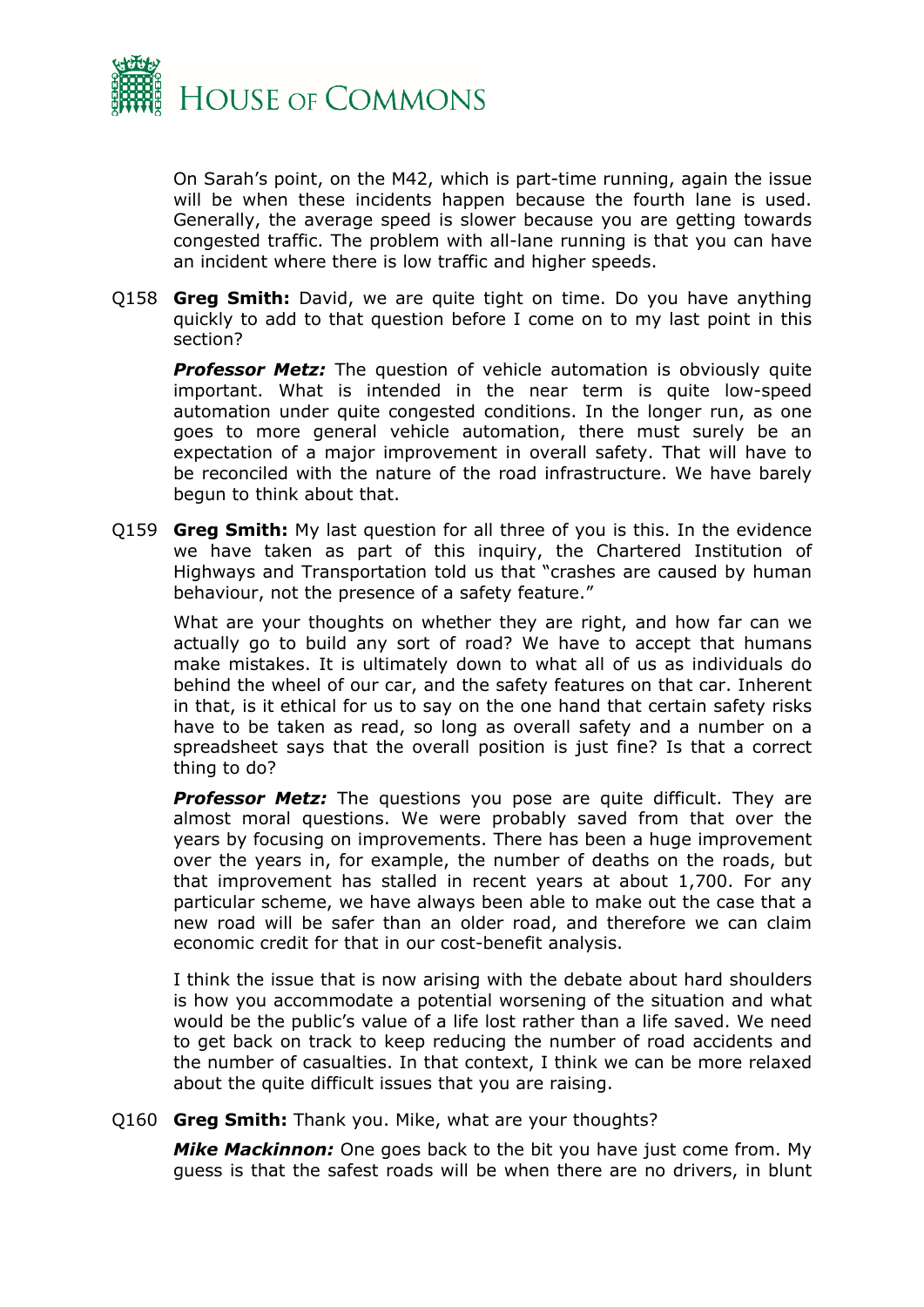On Sarah's point, on the M42, which is part-time running, again the issue will be when these incidents happen because the fourth lane is used. Generally, the average speed is slower because you are getting towards congested traffic. The problem with all-lane running is that you can have an incident where there is low traffic and higher speeds.

Q158 **Greg Smith:** David, we are quite tight on time. Do you have anything quickly to add to that question before I come on to my last point in this section?

***Professor Metz:*** The question of vehicle automation is obviously quite important. What is intended in the near term is quite low-speed automation under quite congested conditions. In the longer run, as one goes to more general vehicle automation, there must surely be an expectation of a major improvement in overall safety. That will have to be reconciled with the nature of the road infrastructure. We have barely begun to think about that.

Q159 **Greg Smith:** My last question for all three of you is this. In the evidence we have taken as part of this inquiry, the Chartered Institution of Highways and Transportation told us that "crashes are caused by human behaviour, not the presence of a safety feature."

What are your thoughts on whether they are right, and how far can we actually go to build any sort of road? We have to accept that humans make mistakes. It is ultimately down to what all of us as individuals do behind the wheel of our car, and the safety features on that car. Inherent in that, is it ethical for us to say on the one hand that certain safety risks have to be taken as read, so long as overall safety and a number on a spreadsheet says that the overall position is just fine? Is that a correct thing to do?

***Professor Metz:*** The questions you pose are quite difficult. They are almost moral questions. We were probably saved from that over the years by focusing on improvements. There has been a huge improvement over the years in, for example, the number of deaths on the roads, but that improvement has stalled in recent years at about 1,700. For any particular scheme, we have always been able to make out the case that a new road will be safer than an older road, and therefore we can claim economic credit for that in our cost-benefit analysis.

I think the issue that is now arising with the debate about hard shoulders is how you accommodate a potential worsening of the situation and what would be the public's value of a life lost rather than a life saved. We need to get back on track to keep reducing the number of road accidents and the number of casualties. In that context, I think we can be more relaxed about the quite difficult issues that you are raising.

Q160 **Greg Smith:** Thank you. Mike, what are your thoughts?

***Mike Mackinnon:*** One goes back to the bit you have just come from. My guess is that the safest roads will be when there are no drivers, in blunt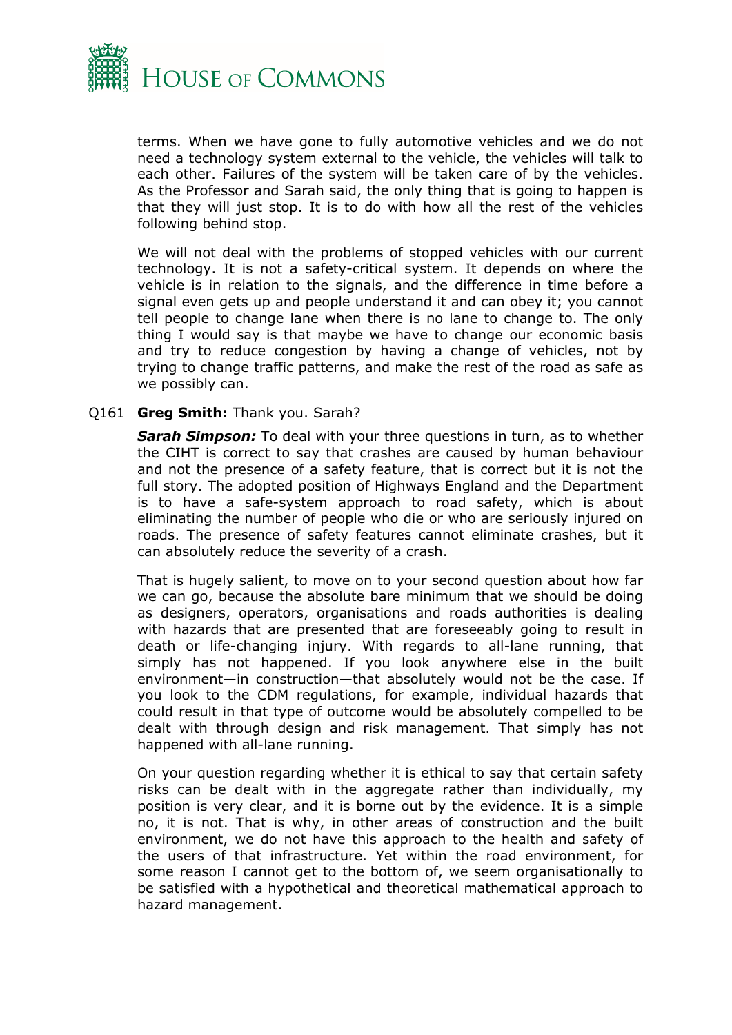terms. When we have gone to fully automotive vehicles and we do not need a technology system external to the vehicle, the vehicles will talk to each other. Failures of the system will be taken care of by the vehicles. As the Professor and Sarah said, the only thing that is going to happen is that they will just stop. It is to do with how all the rest of the vehicles following behind stop.

We will not deal with the problems of stopped vehicles with our current technology. It is not a safety-critical system. It depends on where the vehicle is in relation to the signals, and the difference in time before a signal even gets up and people understand it and can obey it; you cannot tell people to change lane when there is no lane to change to. The only thing I would say is that maybe we have to change our economic basis and try to reduce congestion by having a change of vehicles, not by trying to change traffic patterns, and make the rest of the road as safe as we possibly can.

Q161 **Greg Smith:** Thank you. Sarah?

***Sarah Simpson:*** To deal with your three questions in turn, as to whether the CIHT is correct to say that crashes are caused by human behaviour and not the presence of a safety feature, that is correct but it is not the full story. The adopted position of Highways England and the Department is to have a safe-system approach to road safety, which is about eliminating the number of people who die or who are seriously injured on roads. The presence of safety features cannot eliminate crashes, but it can absolutely reduce the severity of a crash.

That is hugely salient, to move on to your second question about how far we can go, because the absolute bare minimum that we should be doing as designers, operators, organisations and roads authorities is dealing with hazards that are presented that are foreseeably going to result in death or life-changing injury. With regards to all-lane running, that simply has not happened. If you look anywhere else in the built environment—in construction—that absolutely would not be the case. If you look to the CDM regulations, for example, individual hazards that could result in that type of outcome would be absolutely compelled to be dealt with through design and risk management. That simply has not happened with all-lane running.

On your question regarding whether it is ethical to say that certain safety risks can be dealt with in the aggregate rather than individually, my position is very clear, and it is borne out by the evidence. It is a simple no, it is not. That is why, in other areas of construction and the built environment, we do not have this approach to the health and safety of the users of that infrastructure. Yet within the road environment, for some reason I cannot get to the bottom of, we seem organisationally to be satisfied with a hypothetical and theoretical mathematical approach to hazard management.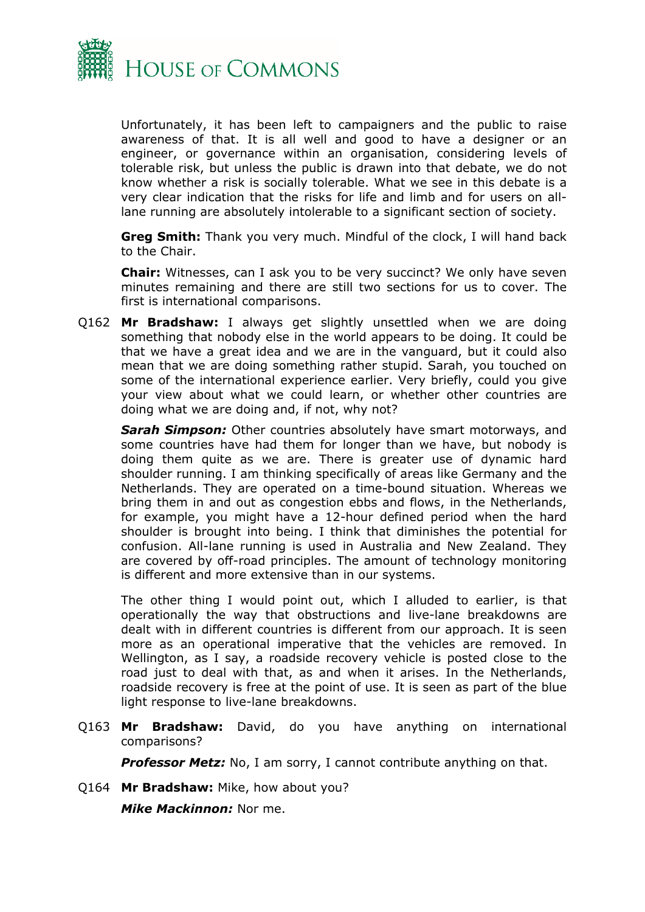Unfortunately, it has been left to campaigners and the public to raise awareness of that. It is all well and good to have a designer or an engineer, or governance within an organisation, considering levels of tolerable risk, but unless the public is drawn into that debate, we do not know whether a risk is socially tolerable. What we see in this debate is a very clear indication that the risks for life and limb and for users on all-lane running are absolutely intolerable to a significant section of society.

**Greg Smith:** Thank you very much. Mindful of the clock, I will hand back to the Chair.

**Chair:** Witnesses, can I ask you to be very succinct? We only have seven minutes remaining and there are still two sections for us to cover. The first is international comparisons.

Q162 **Mr Bradshaw:** I always get slightly unsettled when we are doing something that nobody else in the world appears to be doing. It could be that we have a great idea and we are in the vanguard, but it could also mean that we are doing something rather stupid. Sarah, you touched on some of the international experience earlier. Very briefly, could you give your view about what we could learn, or whether other countries are doing what we are doing and, if not, why not?

***Sarah Simpson:*** Other countries absolutely have smart motorways, and some countries have had them for longer than we have, but nobody is doing them quite as we are. There is greater use of dynamic hard shoulder running. I am thinking specifically of areas like Germany and the Netherlands. They are operated on a time-bound situation. Whereas we bring them in and out as congestion ebbs and flows, in the Netherlands, for example, you might have a 12-hour defined period when the hard shoulder is brought into being. I think that diminishes the potential for confusion. All-lane running is used in Australia and New Zealand. They are covered by off-road principles. The amount of technology monitoring is different and more extensive than in our systems.

The other thing I would point out, which I alluded to earlier, is that operationally the way that obstructions and live-lane breakdowns are dealt with in different countries is different from our approach. It is seen more as an operational imperative that the vehicles are removed. In Wellington, as I say, a roadside recovery vehicle is posted close to the road just to deal with that, as and when it arises. In the Netherlands, roadside recovery is free at the point of use. It is seen as part of the blue light response to live-lane breakdowns.

Q163 **Mr Bradshaw:** David, do you have anything on international comparisons?

***Professor Metz:*** No, I am sorry, I cannot contribute anything on that.

Q164 **Mr Bradshaw:** Mike, how about you?

***Mike Mackinnon:*** Nor me.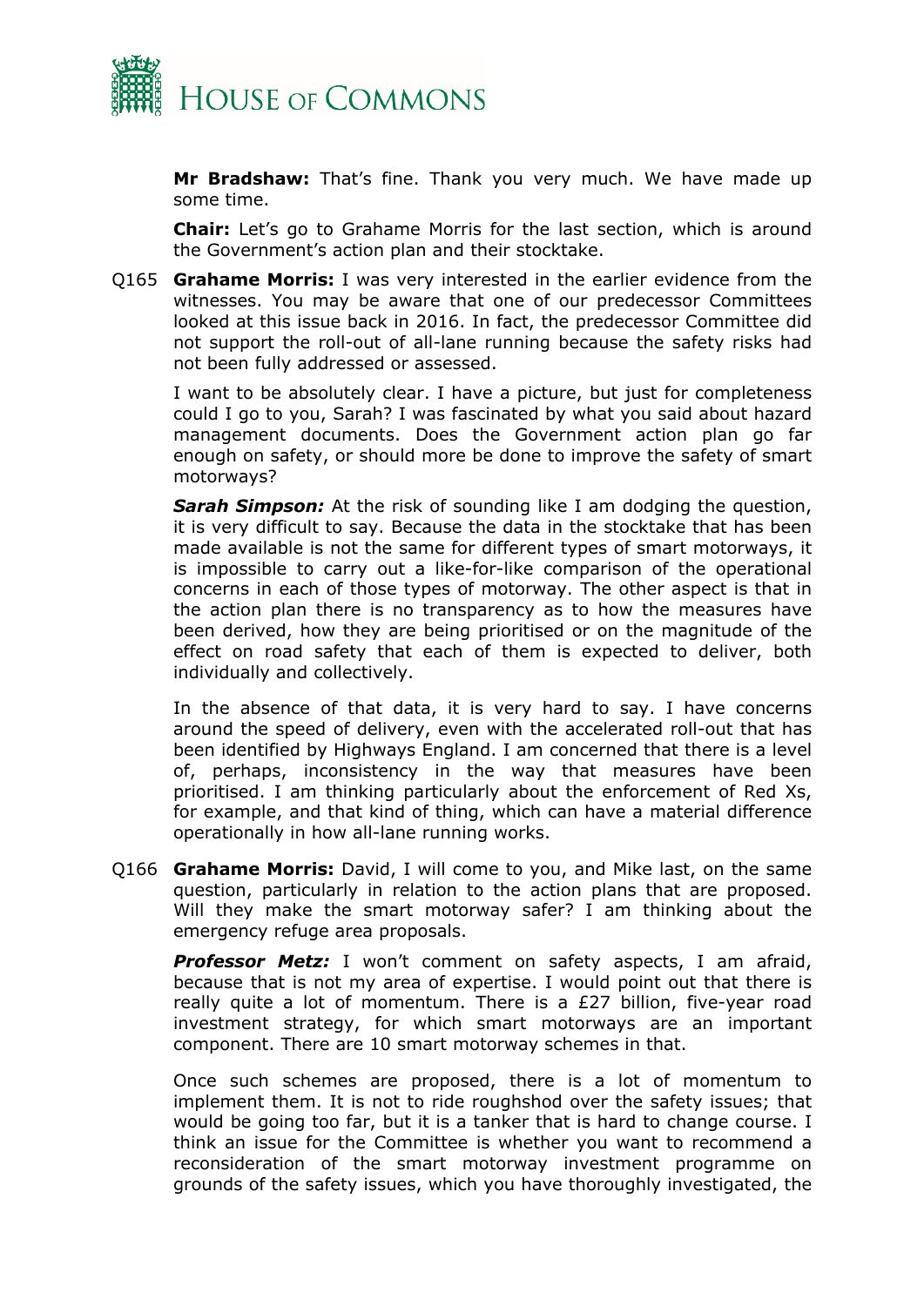**Mr Bradshaw:** That's fine. Thank you very much. We have made up some time.

**Chair:** Let's go to Grahame Morris for the last section, which is around the Government's action plan and their stocktake.

Q165 **Grahame Morris:** I was very interested in the earlier evidence from the witnesses. You may be aware that one of our predecessor Committees looked at this issue back in 2016. In fact, the predecessor Committee did not support the roll-out of all-lane running because the safety risks had not been fully addressed or assessed.

I want to be absolutely clear. I have a picture, but just for completeness could I go to you, Sarah? I was fascinated by what you said about hazard management documents. Does the Government action plan go far enough on safety, or should more be done to improve the safety of smart motorways?

***Sarah Simpson:*** At the risk of sounding like I am dodging the question, it is very difficult to say. Because the data in the stocktake that has been made available is not the same for different types of smart motorways, it is impossible to carry out a like-for-like comparison of the operational concerns in each of those types of motorway. The other aspect is that in the action plan there is no transparency as to how the measures have been derived, how they are being prioritised or on the magnitude of the effect on road safety that each of them is expected to deliver, both individually and collectively.

In the absence of that data, it is very hard to say. I have concerns around the speed of delivery, even with the accelerated roll-out that has been identified by Highways England. I am concerned that there is a level of, perhaps, inconsistency in the way that measures have been prioritised. I am thinking particularly about the enforcement of Red Xs, for example, and that kind of thing, which can have a material difference operationally in how all-lane running works.

Q166 **Grahame Morris:** David, I will come to you, and Mike last, on the same question, particularly in relation to the action plans that are proposed. Will they make the smart motorway safer? I am thinking about the emergency refuge area proposals.

***Professor Metz:*** I won't comment on safety aspects, I am afraid, because that is not my area of expertise. I would point out that there is really quite a lot of momentum. There is a £27 billion, five-year road investment strategy, for which smart motorways are an important component. There are 10 smart motorway schemes in that.

Once such schemes are proposed, there is a lot of momentum to implement them. It is not to ride roughshod over the safety issues; that would be going too far, but it is a tanker that is hard to change course. I think an issue for the Committee is whether you want to recommend a reconsideration of the smart motorway investment programme on grounds of the safety issues, which you have thoroughly investigated, the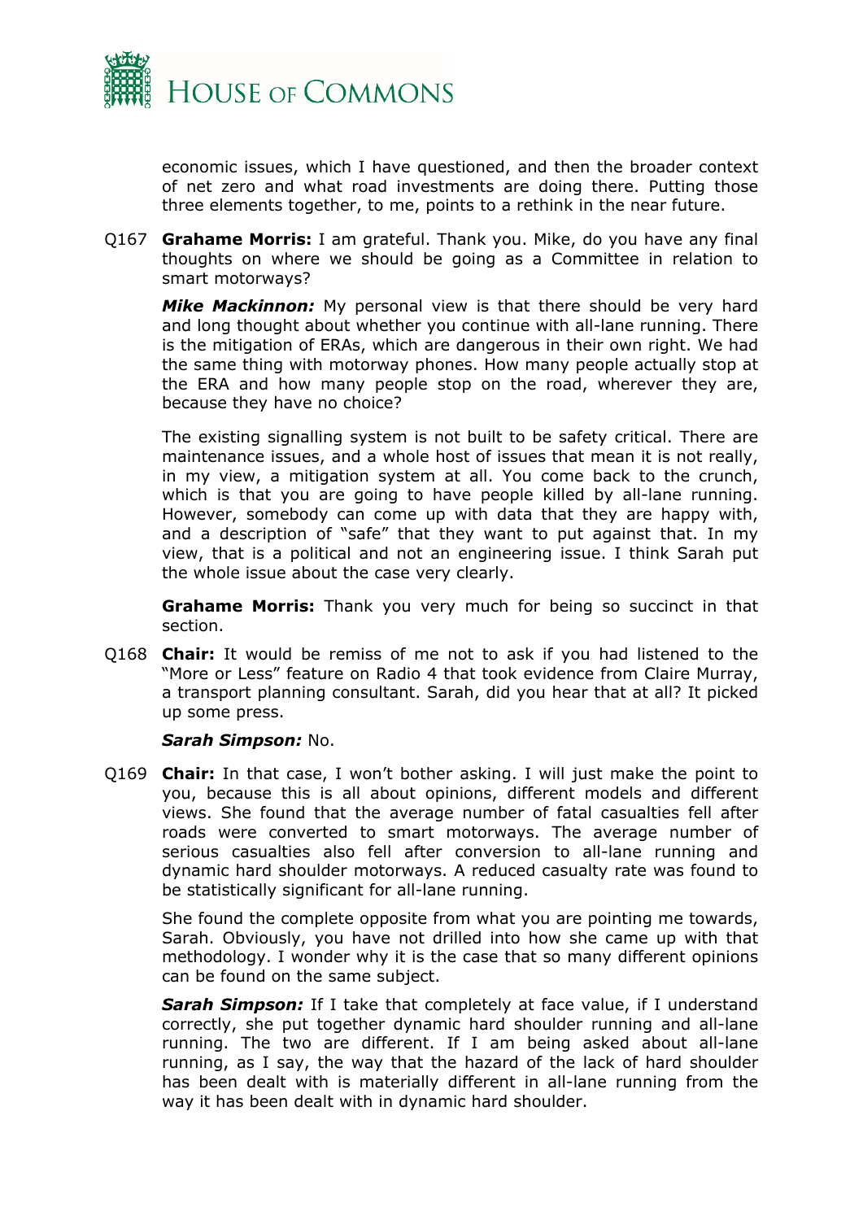economic issues, which I have questioned, and then the broader context of net zero and what road investments are doing there. Putting those three elements together, to me, points to a rethink in the near future.

Q167 **Grahame Morris:** I am grateful. Thank you. Mike, do you have any final thoughts on where we should be going as a Committee in relation to smart motorways?

***Mike Mackinnon:*** My personal view is that there should be very hard and long thought about whether you continue with all-lane running. There is the mitigation of ERAs, which are dangerous in their own right. We had the same thing with motorway phones. How many people actually stop at the ERA and how many people stop on the road, wherever they are, because they have no choice?

The existing signalling system is not built to be safety critical. There are maintenance issues, and a whole host of issues that mean it is not really, in my view, a mitigation system at all. You come back to the crunch, which is that you are going to have people killed by all-lane running. However, somebody can come up with data that they are happy with, and a description of "safe" that they want to put against that. In my view, that is a political and not an engineering issue. I think Sarah put the whole issue about the case very clearly.

**Grahame Morris:** Thank you very much for being so succinct in that section.

Q168 **Chair:** It would be remiss of me not to ask if you had listened to the "More or Less" feature on Radio 4 that took evidence from Claire Murray, a transport planning consultant. Sarah, did you hear that at all? It picked up some press.

***Sarah Simpson:*** No.

Q169 **Chair:** In that case, I won't bother asking. I will just make the point to you, because this is all about opinions, different models and different views. She found that the average number of fatal casualties fell after roads were converted to smart motorways. The average number of serious casualties also fell after conversion to all-lane running and dynamic hard shoulder motorways. A reduced casualty rate was found to be statistically significant for all-lane running.

She found the complete opposite from what you are pointing me towards, Sarah. Obviously, you have not drilled into how she came up with that methodology. I wonder why it is the case that so many different opinions can be found on the same subject.

***Sarah Simpson:*** If I take that completely at face value, if I understand correctly, she put together dynamic hard shoulder running and all-lane running. The two are different. If I am being asked about all-lane running, as I say, the way that the hazard of the lack of hard shoulder has been dealt with is materially different in all-lane running from the way it has been dealt with in dynamic hard shoulder.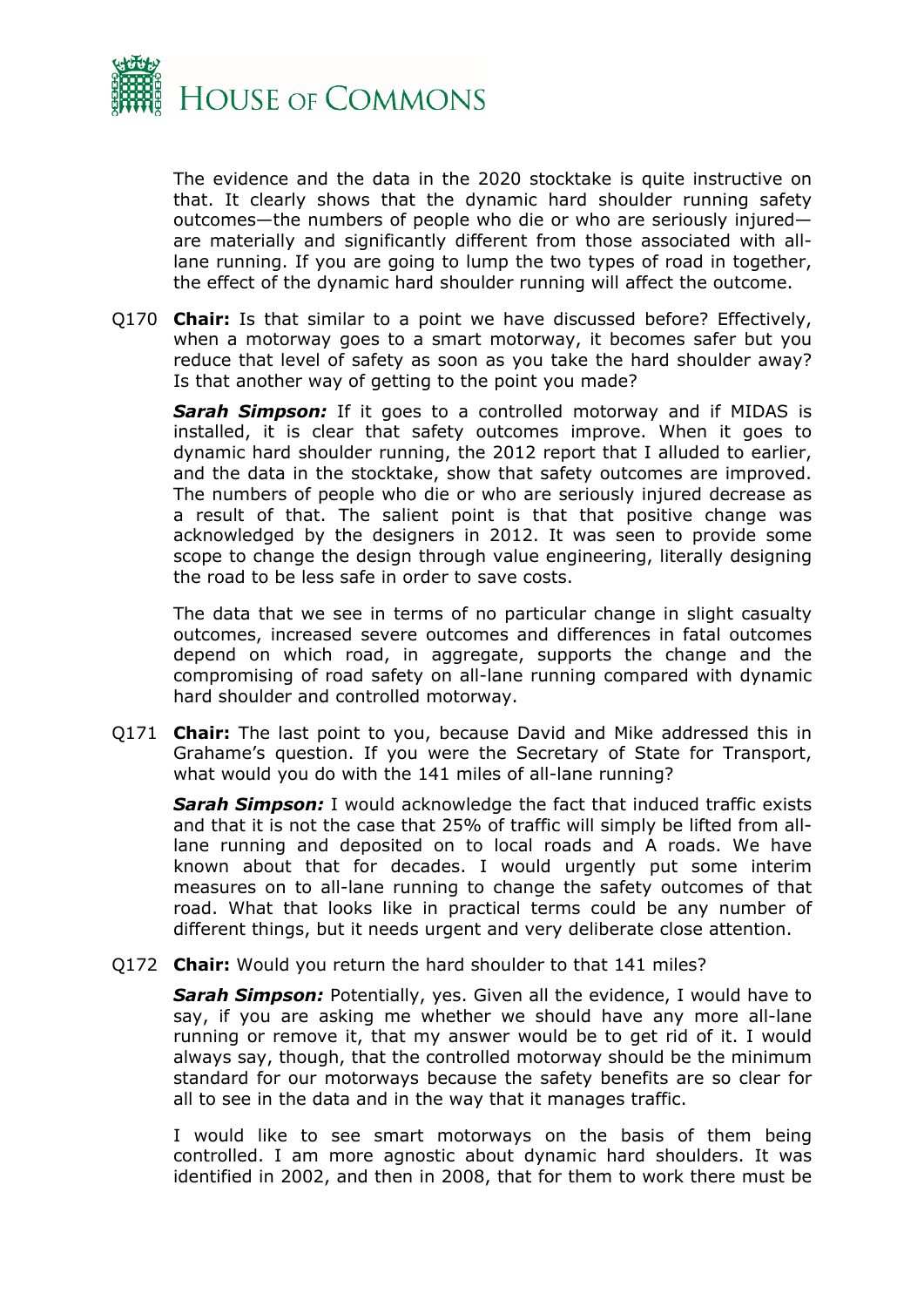The evidence and the data in the 2020 stocktake is quite instructive on that. It clearly shows that the dynamic hard shoulder running safety outcomes—the numbers of people who die or who are seriously injured—are materially and significantly different from those associated with all-lane running. If you are going to lump the two types of road in together, the effect of the dynamic hard shoulder running will affect the outcome.

Q170 **Chair:** Is that similar to a point we have discussed before? Effectively, when a motorway goes to a smart motorway, it becomes safer but you reduce that level of safety as soon as you take the hard shoulder away? Is that another way of getting to the point you made?

***Sarah Simpson:*** If it goes to a controlled motorway and if MIDAS is installed, it is clear that safety outcomes improve. When it goes to dynamic hard shoulder running, the 2012 report that I alluded to earlier, and the data in the stocktake, show that safety outcomes are improved. The numbers of people who die or who are seriously injured decrease as a result of that. The salient point is that that positive change was acknowledged by the designers in 2012. It was seen to provide some scope to change the design through value engineering, literally designing the road to be less safe in order to save costs.

The data that we see in terms of no particular change in slight casualty outcomes, increased severe outcomes and differences in fatal outcomes depend on which road, in aggregate, supports the change and the compromising of road safety on all-lane running compared with dynamic hard shoulder and controlled motorway.

Q171 **Chair:** The last point to you, because David and Mike addressed this in Grahame's question. If you were the Secretary of State for Transport, what would you do with the 141 miles of all-lane running?

***Sarah Simpson:*** I would acknowledge the fact that induced traffic exists and that it is not the case that 25% of traffic will simply be lifted from all-lane running and deposited on to local roads and A roads. We have known about that for decades. I would urgently put some interim measures on to all-lane running to change the safety outcomes of that road. What that looks like in practical terms could be any number of different things, but it needs urgent and very deliberate close attention.

Q172 **Chair:** Would you return the hard shoulder to that 141 miles?

***Sarah Simpson:*** Potentially, yes. Given all the evidence, I would have to say, if you are asking me whether we should have any more all-lane running or remove it, that my answer would be to get rid of it. I would always say, though, that the controlled motorway should be the minimum standard for our motorways because the safety benefits are so clear for all to see in the data and in the way that it manages traffic.

I would like to see smart motorways on the basis of them being controlled. I am more agnostic about dynamic hard shoulders. It was identified in 2002, and then in 2008, that for them to work there must be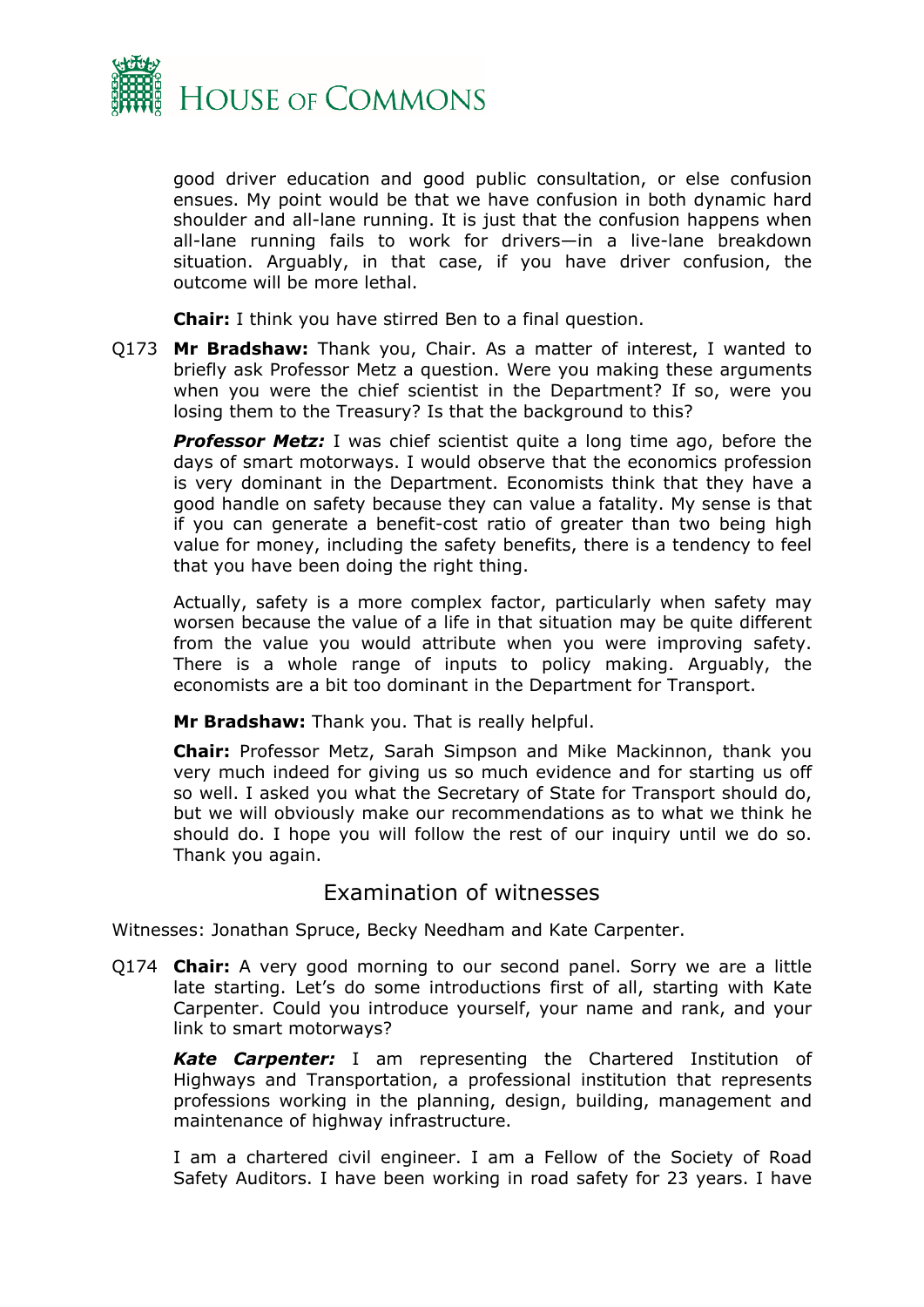good driver education and good public consultation, or else confusion ensues. My point would be that we have confusion in both dynamic hard shoulder and all-lane running. It is just that the confusion happens when all-lane running fails to work for drivers—in a live-lane breakdown situation. Arguably, in that case, if you have driver confusion, the outcome will be more lethal.

**Chair:** I think you have stirred Ben to a final question.

Q173 **Mr Bradshaw:** Thank you, Chair. As a matter of interest, I wanted to briefly ask Professor Metz a question. Were you making these arguments when you were the chief scientist in the Department? If so, were you losing them to the Treasury? Is that the background to this?

***Professor Metz:*** I was chief scientist quite a long time ago, before the days of smart motorways. I would observe that the economics profession is very dominant in the Department. Economists think that they have a good handle on safety because they can value a fatality. My sense is that if you can generate a benefit-cost ratio of greater than two being high value for money, including the safety benefits, there is a tendency to feel that you have been doing the right thing.

Actually, safety is a more complex factor, particularly when safety may worsen because the value of a life in that situation may be quite different from the value you would attribute when you were improving safety. There is a whole range of inputs to policy making. Arguably, the economists are a bit too dominant in the Department for Transport.

**Mr Bradshaw:** Thank you. That is really helpful.

**Chair:** Professor Metz, Sarah Simpson and Mike Mackinnon, thank you very much indeed for giving us so much evidence and for starting us off so well. I asked you what the Secretary of State for Transport should do, but we will obviously make our recommendations as to what we think he should do. I hope you will follow the rest of our inquiry until we do so. Thank you again.

## Examination of witnesses

Witnesses: Jonathan Spruce, Becky Needham and Kate Carpenter.

Q174 **Chair:** A very good morning to our second panel. Sorry we are a little late starting. Let's do some introductions first of all, starting with Kate Carpenter. Could you introduce yourself, your name and rank, and your link to smart motorways?

***Kate Carpenter:*** I am representing the Chartered Institution of Highways and Transportation, a professional institution that represents professions working in the planning, design, building, management and maintenance of highway infrastructure.

I am a chartered civil engineer. I am a Fellow of the Society of Road Safety Auditors. I have been working in road safety for 23 years. I have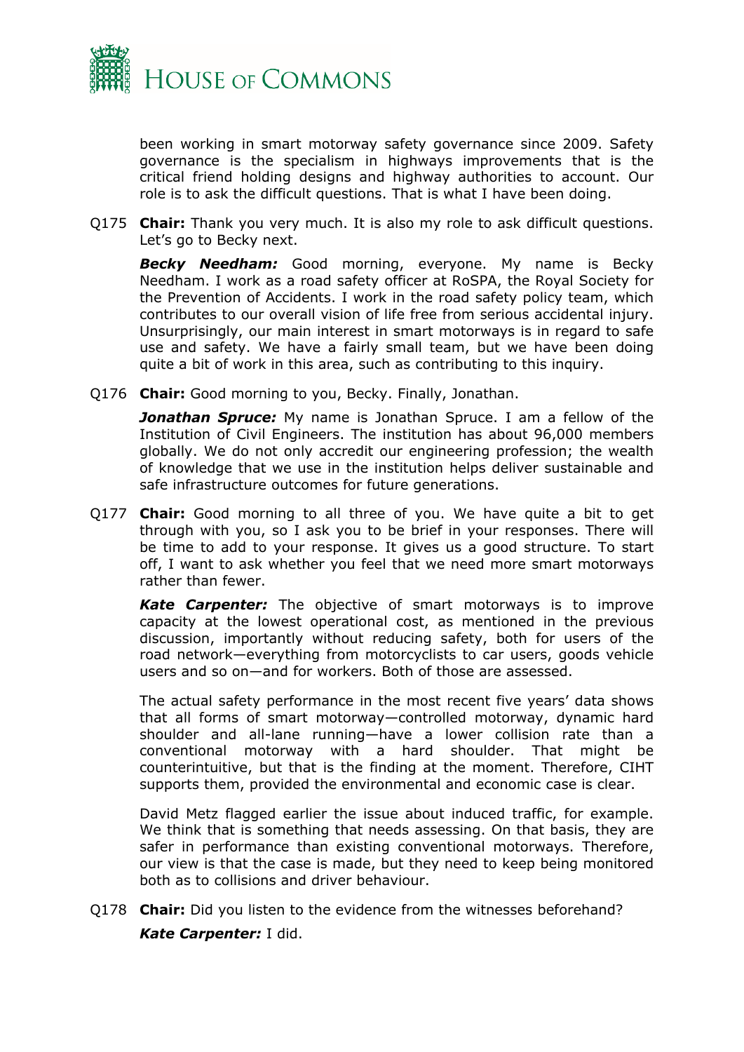been working in smart motorway safety governance since 2009. Safety governance is the specialism in highways improvements that is the critical friend holding designs and highway authorities to account. Our role is to ask the difficult questions. That is what I have been doing.

Q175 **Chair:** Thank you very much. It is also my role to ask difficult questions. Let's go to Becky next.

***Becky Needham:*** Good morning, everyone. My name is Becky Needham. I work as a road safety officer at RoSPA, the Royal Society for the Prevention of Accidents. I work in the road safety policy team, which contributes to our overall vision of life free from serious accidental injury. Unsurprisingly, our main interest in smart motorways is in regard to safe use and safety. We have a fairly small team, but we have been doing quite a bit of work in this area, such as contributing to this inquiry.

Q176 **Chair:** Good morning to you, Becky. Finally, Jonathan.

***Jonathan Spruce:*** My name is Jonathan Spruce. I am a fellow of the Institution of Civil Engineers. The institution has about 96,000 members globally. We do not only accredit our engineering profession; the wealth of knowledge that we use in the institution helps deliver sustainable and safe infrastructure outcomes for future generations.

Q177 **Chair:** Good morning to all three of you. We have quite a bit to get through with you, so I ask you to be brief in your responses. There will be time to add to your response. It gives us a good structure. To start off, I want to ask whether you feel that we need more smart motorways rather than fewer.

***Kate Carpenter:*** The objective of smart motorways is to improve capacity at the lowest operational cost, as mentioned in the previous discussion, importantly without reducing safety, both for users of the road network—everything from motorcyclists to car users, goods vehicle users and so on—and for workers. Both of those are assessed.

The actual safety performance in the most recent five years' data shows that all forms of smart motorway—controlled motorway, dynamic hard shoulder and all-lane running—have a lower collision rate than a conventional motorway with a hard shoulder. That might be counterintuitive, but that is the finding at the moment. Therefore, CIHT supports them, provided the environmental and economic case is clear.

David Metz flagged earlier the issue about induced traffic, for example. We think that is something that needs assessing. On that basis, they are safer in performance than existing conventional motorways. Therefore, our view is that the case is made, but they need to keep being monitored both as to collisions and driver behaviour.

Q178 **Chair:** Did you listen to the evidence from the witnesses beforehand?

***Kate Carpenter:*** I did.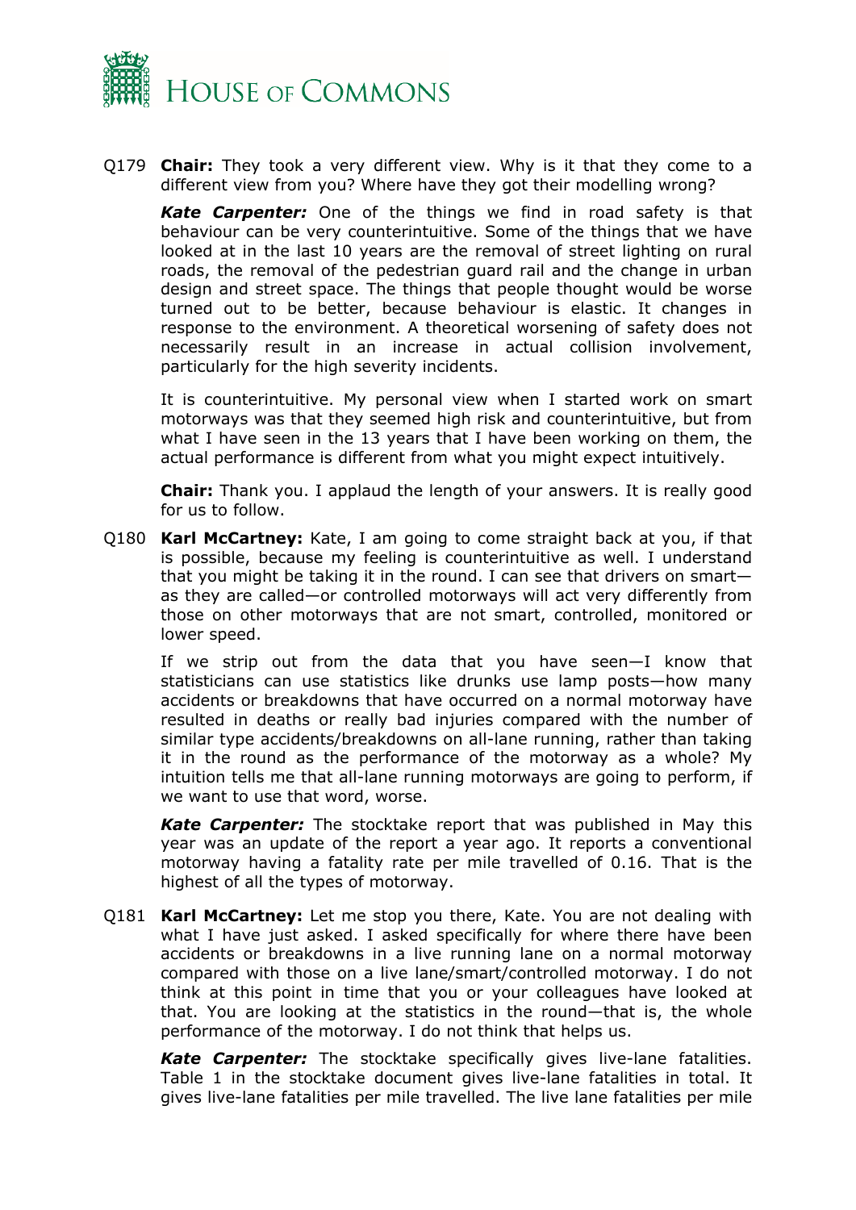Q179 **Chair:** They took a very different view. Why is it that they come to a different view from you? Where have they got their modelling wrong?

***Kate Carpenter:*** One of the things we find in road safety is that behaviour can be very counterintuitive. Some of the things that we have looked at in the last 10 years are the removal of street lighting on rural roads, the removal of the pedestrian guard rail and the change in urban design and street space. The things that people thought would be worse turned out to be better, because behaviour is elastic. It changes in response to the environment. A theoretical worsening of safety does not necessarily result in an increase in actual collision involvement, particularly for the high severity incidents.

It is counterintuitive. My personal view when I started work on smart motorways was that they seemed high risk and counterintuitive, but from what I have seen in the 13 years that I have been working on them, the actual performance is different from what you might expect intuitively.

**Chair:** Thank you. I applaud the length of your answers. It is really good for us to follow.

Q180 **Karl McCartney:** Kate, I am going to come straight back at you, if that is possible, because my feeling is counterintuitive as well. I understand that you might be taking it in the round. I can see that drivers on smart—as they are called—or controlled motorways will act very differently from those on other motorways that are not smart, controlled, monitored or lower speed.

If we strip out from the data that you have seen—I know that statisticians can use statistics like drunks use lamp posts—how many accidents or breakdowns that have occurred on a normal motorway have resulted in deaths or really bad injuries compared with the number of similar type accidents/breakdowns on all-lane running, rather than taking it in the round as the performance of the motorway as a whole? My intuition tells me that all-lane running motorways are going to perform, if we want to use that word, worse.

***Kate Carpenter:*** The stocktake report that was published in May this year was an update of the report a year ago. It reports a conventional motorway having a fatality rate per mile travelled of 0.16. That is the highest of all the types of motorway.

Q181 **Karl McCartney:** Let me stop you there, Kate. You are not dealing with what I have just asked. I asked specifically for where there have been accidents or breakdowns in a live running lane on a normal motorway compared with those on a live lane/smart/controlled motorway. I do not think at this point in time that you or your colleagues have looked at that. You are looking at the statistics in the round—that is, the whole performance of the motorway. I do not think that helps us.

***Kate Carpenter:*** The stocktake specifically gives live-lane fatalities. Table 1 in the stocktake document gives live-lane fatalities in total. It gives live-lane fatalities per mile travelled. The live lane fatalities per mile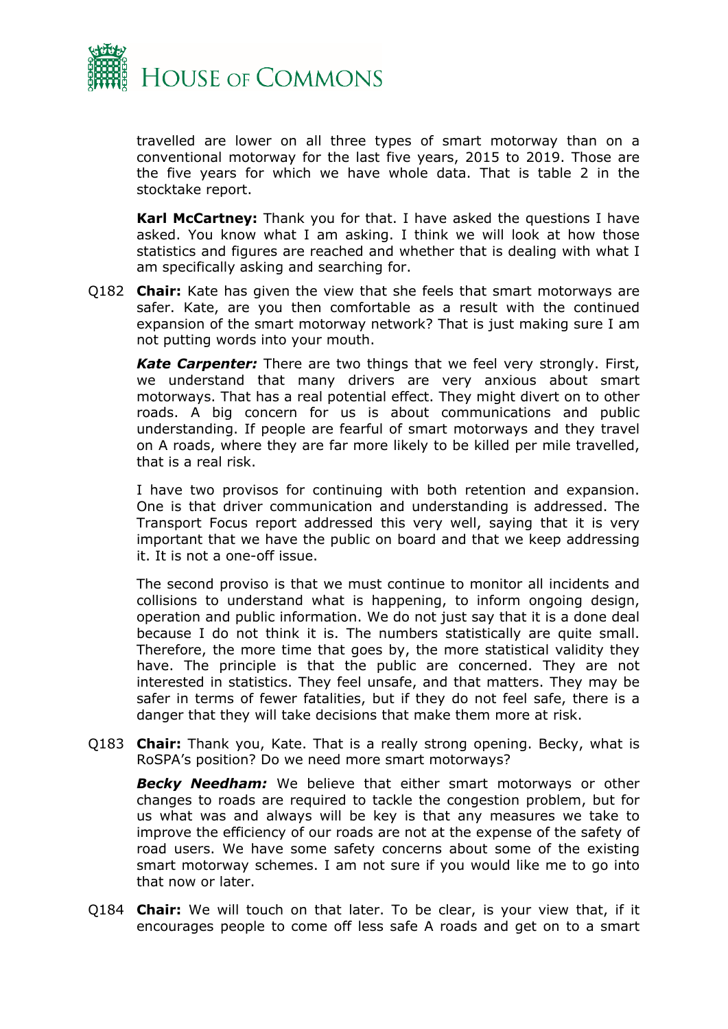travelled are lower on all three types of smart motorway than on a conventional motorway for the last five years, 2015 to 2019. Those are the five years for which we have whole data. That is table 2 in the stocktake report.

**Karl McCartney:** Thank you for that. I have asked the questions I have asked. You know what I am asking. I think we will look at how those statistics and figures are reached and whether that is dealing with what I am specifically asking and searching for.

Q182 **Chair:** Kate has given the view that she feels that smart motorways are safer. Kate, are you then comfortable as a result with the continued expansion of the smart motorway network? That is just making sure I am not putting words into your mouth.

***Kate Carpenter:*** There are two things that we feel very strongly. First, we understand that many drivers are very anxious about smart motorways. That has a real potential effect. They might divert on to other roads. A big concern for us is about communications and public understanding. If people are fearful of smart motorways and they travel on A roads, where they are far more likely to be killed per mile travelled, that is a real risk.

I have two provisos for continuing with both retention and expansion. One is that driver communication and understanding is addressed. The Transport Focus report addressed this very well, saying that it is very important that we have the public on board and that we keep addressing it. It is not a one-off issue.

The second proviso is that we must continue to monitor all incidents and collisions to understand what is happening, to inform ongoing design, operation and public information. We do not just say that it is a done deal because I do not think it is. The numbers statistically are quite small. Therefore, the more time that goes by, the more statistical validity they have. The principle is that the public are concerned. They are not interested in statistics. They feel unsafe, and that matters. They may be safer in terms of fewer fatalities, but if they do not feel safe, there is a danger that they will take decisions that make them more at risk.

Q183 **Chair:** Thank you, Kate. That is a really strong opening. Becky, what is RoSPA's position? Do we need more smart motorways?

***Becky Needham:*** We believe that either smart motorways or other changes to roads are required to tackle the congestion problem, but for us what was and always will be key is that any measures we take to improve the efficiency of our roads are not at the expense of the safety of road users. We have some safety concerns about some of the existing smart motorway schemes. I am not sure if you would like me to go into that now or later.

Q184 **Chair:** We will touch on that later. To be clear, is your view that, if it encourages people to come off less safe A roads and get on to a smart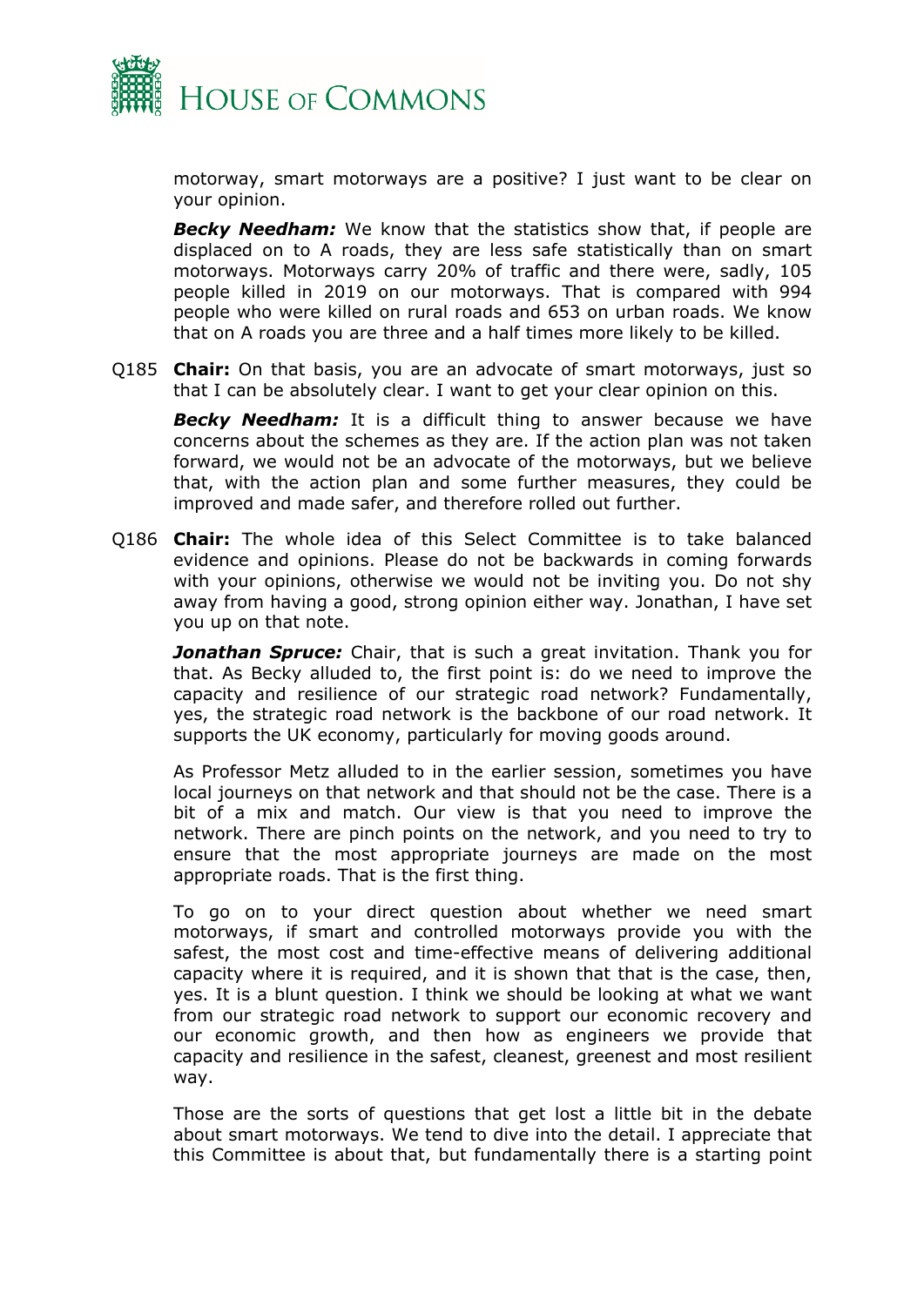motorway, smart motorways are a positive? I just want to be clear on your opinion.

***Becky Needham:*** We know that the statistics show that, if people are displaced on to A roads, they are less safe statistically than on smart motorways. Motorways carry 20% of traffic and there were, sadly, 105 people killed in 2019 on our motorways. That is compared with 994 people who were killed on rural roads and 653 on urban roads. We know that on A roads you are three and a half times more likely to be killed.

Q185 **Chair:** On that basis, you are an advocate of smart motorways, just so that I can be absolutely clear. I want to get your clear opinion on this.

***Becky Needham:*** It is a difficult thing to answer because we have concerns about the schemes as they are. If the action plan was not taken forward, we would not be an advocate of the motorways, but we believe that, with the action plan and some further measures, they could be improved and made safer, and therefore rolled out further.

Q186 **Chair:** The whole idea of this Select Committee is to take balanced evidence and opinions. Please do not be backwards in coming forwards with your opinions, otherwise we would not be inviting you. Do not shy away from having a good, strong opinion either way. Jonathan, I have set you up on that note.

***Jonathan Spruce:*** Chair, that is such a great invitation. Thank you for that. As Becky alluded to, the first point is: do we need to improve the capacity and resilience of our strategic road network? Fundamentally, yes, the strategic road network is the backbone of our road network. It supports the UK economy, particularly for moving goods around.

As Professor Metz alluded to in the earlier session, sometimes you have local journeys on that network and that should not be the case. There is a bit of a mix and match. Our view is that you need to improve the network. There are pinch points on the network, and you need to try to ensure that the most appropriate journeys are made on the most appropriate roads. That is the first thing.

To go on to your direct question about whether we need smart motorways, if smart and controlled motorways provide you with the safest, the most cost and time-effective means of delivering additional capacity where it is required, and it is shown that that is the case, then, yes. It is a blunt question. I think we should be looking at what we want from our strategic road network to support our economic recovery and our economic growth, and then how as engineers we provide that capacity and resilience in the safest, cleanest, greenest and most resilient way.

Those are the sorts of questions that get lost a little bit in the debate about smart motorways. We tend to dive into the detail. I appreciate that this Committee is about that, but fundamentally there is a starting point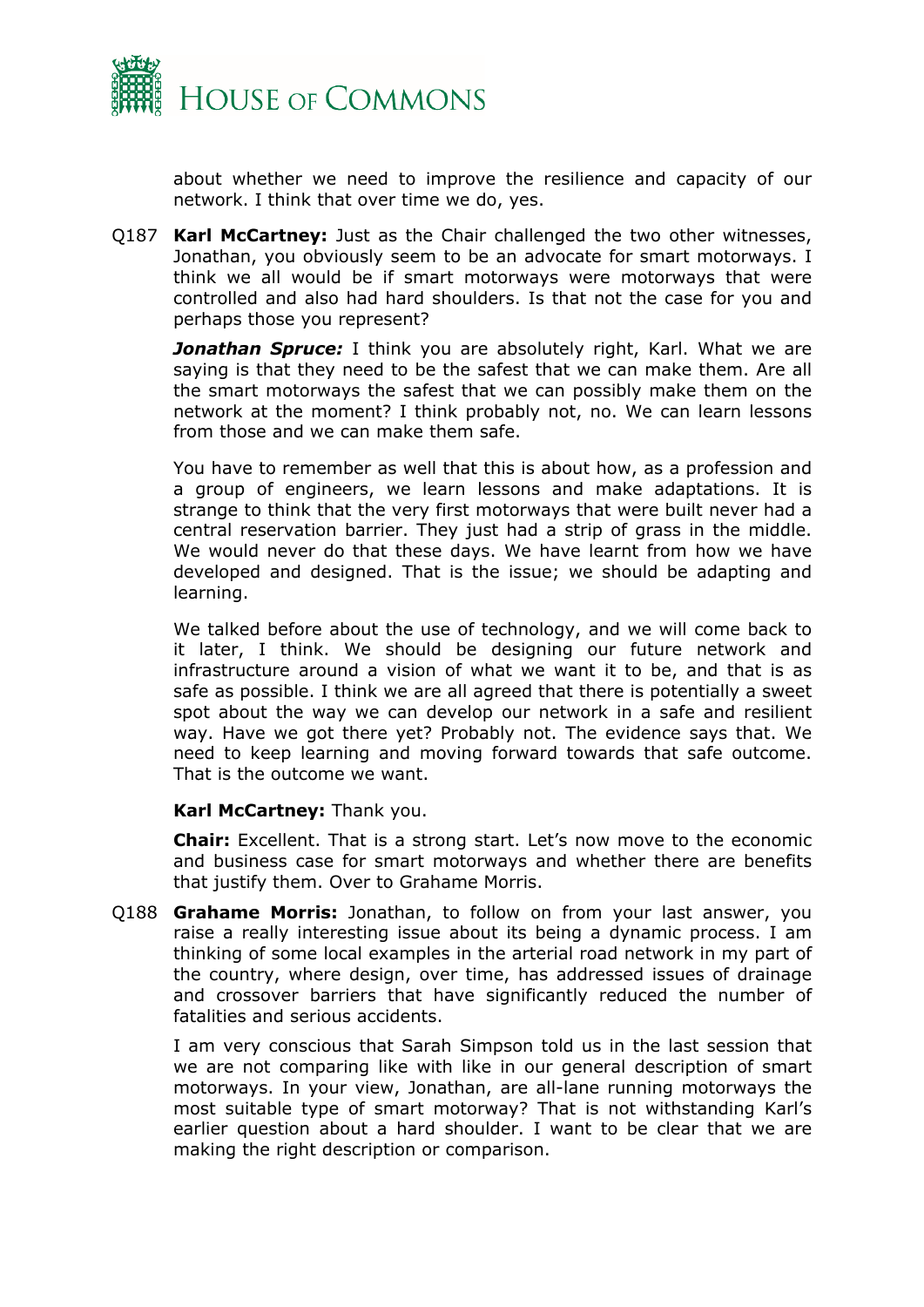about whether we need to improve the resilience and capacity of our network. I think that over time we do, yes.

Q187 **Karl McCartney:** Just as the Chair challenged the two other witnesses, Jonathan, you obviously seem to be an advocate for smart motorways. I think we all would be if smart motorways were motorways that were controlled and also had hard shoulders. Is that not the case for you and perhaps those you represent?

***Jonathan Spruce:*** I think you are absolutely right, Karl. What we are saying is that they need to be the safest that we can make them. Are all the smart motorways the safest that we can possibly make them on the network at the moment? I think probably not, no. We can learn lessons from those and we can make them safe.

You have to remember as well that this is about how, as a profession and a group of engineers, we learn lessons and make adaptations. It is strange to think that the very first motorways that were built never had a central reservation barrier. They just had a strip of grass in the middle. We would never do that these days. We have learnt from how we have developed and designed. That is the issue; we should be adapting and learning.

We talked before about the use of technology, and we will come back to it later, I think. We should be designing our future network and infrastructure around a vision of what we want it to be, and that is as safe as possible. I think we are all agreed that there is potentially a sweet spot about the way we can develop our network in a safe and resilient way. Have we got there yet? Probably not. The evidence says that. We need to keep learning and moving forward towards that safe outcome. That is the outcome we want.

**Karl McCartney:** Thank you.

**Chair:** Excellent. That is a strong start. Let's now move to the economic and business case for smart motorways and whether there are benefits that justify them. Over to Grahame Morris.

Q188 **Grahame Morris:** Jonathan, to follow on from your last answer, you raise a really interesting issue about its being a dynamic process. I am thinking of some local examples in the arterial road network in my part of the country, where design, over time, has addressed issues of drainage and crossover barriers that have significantly reduced the number of fatalities and serious accidents.

I am very conscious that Sarah Simpson told us in the last session that we are not comparing like with like in our general description of smart motorways. In your view, Jonathan, are all-lane running motorways the most suitable type of smart motorway? That is not withstanding Karl's earlier question about a hard shoulder. I want to be clear that we are making the right description or comparison.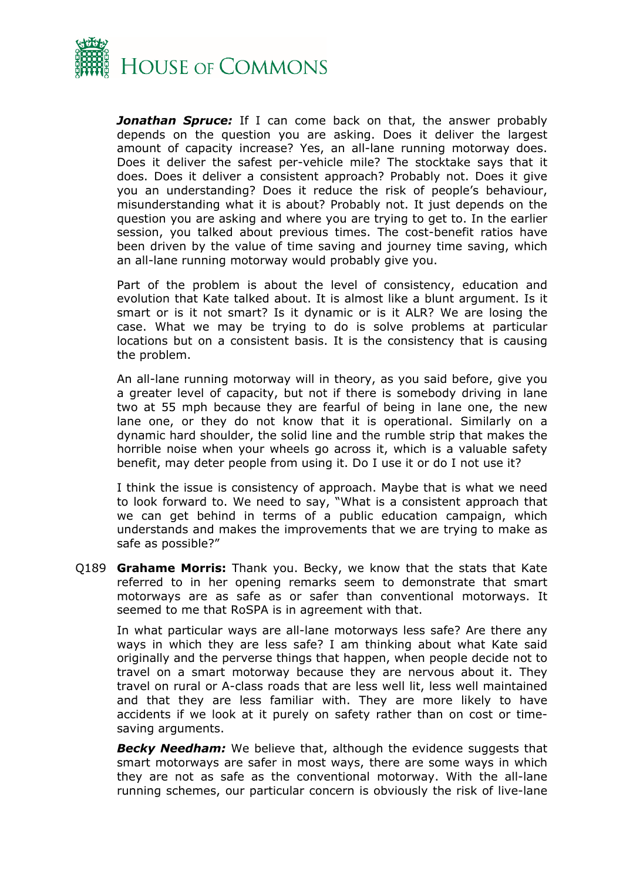***Jonathan Spruce:*** If I can come back on that, the answer probably depends on the question you are asking. Does it deliver the largest amount of capacity increase? Yes, an all-lane running motorway does. Does it deliver the safest per-vehicle mile? The stocktake says that it does. Does it deliver a consistent approach? Probably not. Does it give you an understanding? Does it reduce the risk of people's behaviour, misunderstanding what it is about? Probably not. It just depends on the question you are asking and where you are trying to get to. In the earlier session, you talked about previous times. The cost-benefit ratios have been driven by the value of time saving and journey time saving, which an all-lane running motorway would probably give you.

Part of the problem is about the level of consistency, education and evolution that Kate talked about. It is almost like a blunt argument. Is it smart or is it not smart? Is it dynamic or is it ALR? We are losing the case. What we may be trying to do is solve problems at particular locations but on a consistent basis. It is the consistency that is causing the problem.

An all-lane running motorway will in theory, as you said before, give you a greater level of capacity, but not if there is somebody driving in lane two at 55 mph because they are fearful of being in lane one, the new lane one, or they do not know that it is operational. Similarly on a dynamic hard shoulder, the solid line and the rumble strip that makes the horrible noise when your wheels go across it, which is a valuable safety benefit, may deter people from using it. Do I use it or do I not use it?

I think the issue is consistency of approach. Maybe that is what we need to look forward to. We need to say, "What is a consistent approach that we can get behind in terms of a public education campaign, which understands and makes the improvements that we are trying to make as safe as possible?"

Q189 **Grahame Morris:** Thank you. Becky, we know that the stats that Kate referred to in her opening remarks seem to demonstrate that smart motorways are as safe as or safer than conventional motorways. It seemed to me that RoSPA is in agreement with that.

In what particular ways are all-lane motorways less safe? Are there any ways in which they are less safe? I am thinking about what Kate said originally and the perverse things that happen, when people decide not to travel on a smart motorway because they are nervous about it. They travel on rural or A-class roads that are less well lit, less well maintained and that they are less familiar with. They are more likely to have accidents if we look at it purely on safety rather than on cost or time-saving arguments.

***Becky Needham:*** We believe that, although the evidence suggests that smart motorways are safer in most ways, there are some ways in which they are not as safe as the conventional motorway. With the all-lane running schemes, our particular concern is obviously the risk of live-lane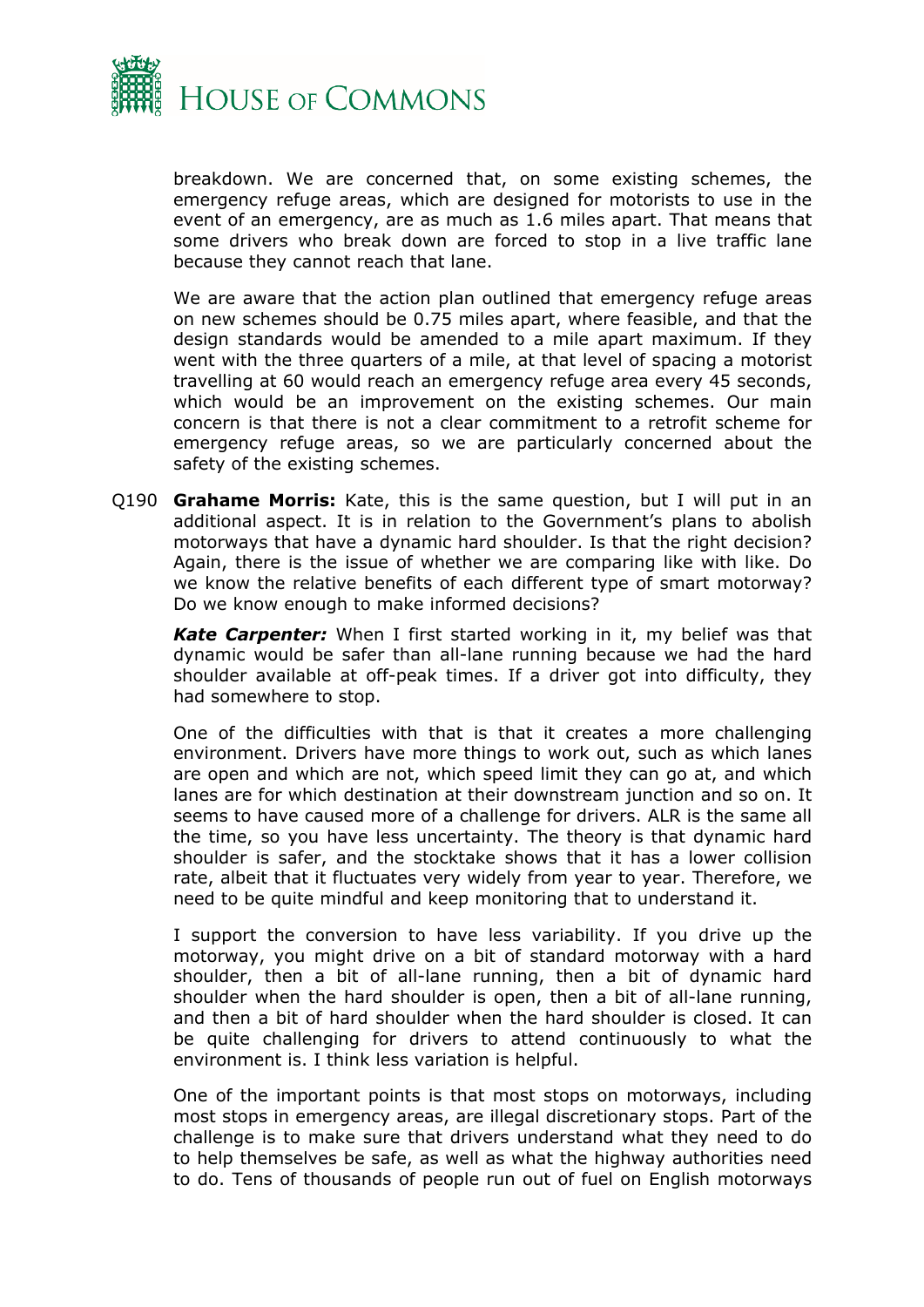breakdown. We are concerned that, on some existing schemes, the emergency refuge areas, which are designed for motorists to use in the event of an emergency, are as much as 1.6 miles apart. That means that some drivers who break down are forced to stop in a live traffic lane because they cannot reach that lane.

We are aware that the action plan outlined that emergency refuge areas on new schemes should be 0.75 miles apart, where feasible, and that the design standards would be amended to a mile apart maximum. If they went with the three quarters of a mile, at that level of spacing a motorist travelling at 60 would reach an emergency refuge area every 45 seconds, which would be an improvement on the existing schemes. Our main concern is that there is not a clear commitment to a retrofit scheme for emergency refuge areas, so we are particularly concerned about the safety of the existing schemes.

Q190 **Grahame Morris:** Kate, this is the same question, but I will put in an additional aspect. It is in relation to the Government's plans to abolish motorways that have a dynamic hard shoulder. Is that the right decision? Again, there is the issue of whether we are comparing like with like. Do we know the relative benefits of each different type of smart motorway? Do we know enough to make informed decisions?

***Kate Carpenter:*** When I first started working in it, my belief was that dynamic would be safer than all-lane running because we had the hard shoulder available at off-peak times. If a driver got into difficulty, they had somewhere to stop.

One of the difficulties with that is that it creates a more challenging environment. Drivers have more things to work out, such as which lanes are open and which are not, which speed limit they can go at, and which lanes are for which destination at their downstream junction and so on. It seems to have caused more of a challenge for drivers. ALR is the same all the time, so you have less uncertainty. The theory is that dynamic hard shoulder is safer, and the stocktake shows that it has a lower collision rate, albeit that it fluctuates very widely from year to year. Therefore, we need to be quite mindful and keep monitoring that to understand it.

I support the conversion to have less variability. If you drive up the motorway, you might drive on a bit of standard motorway with a hard shoulder, then a bit of all-lane running, then a bit of dynamic hard shoulder when the hard shoulder is open, then a bit of all-lane running, and then a bit of hard shoulder when the hard shoulder is closed. It can be quite challenging for drivers to attend continuously to what the environment is. I think less variation is helpful.

One of the important points is that most stops on motorways, including most stops in emergency areas, are illegal discretionary stops. Part of the challenge is to make sure that drivers understand what they need to do to help themselves be safe, as well as what the highway authorities need to do. Tens of thousands of people run out of fuel on English motorways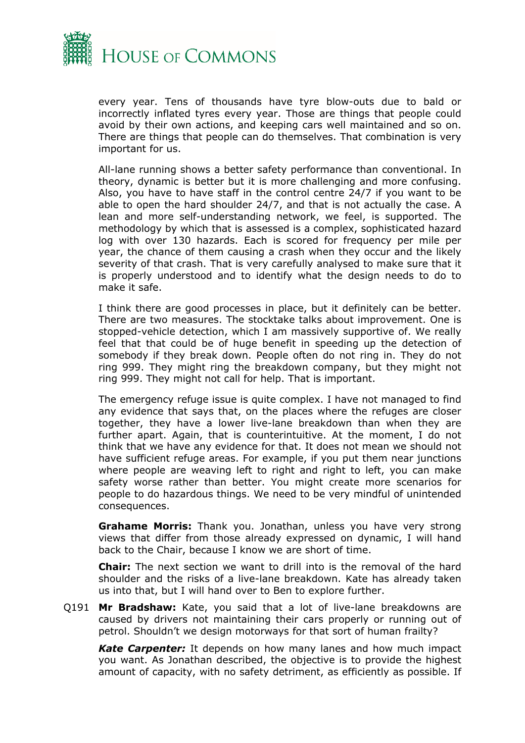every year. Tens of thousands have tyre blow-outs due to bald or incorrectly inflated tyres every year. Those are things that people could avoid by their own actions, and keeping cars well maintained and so on. There are things that people can do themselves. That combination is very important for us.

All-lane running shows a better safety performance than conventional. In theory, dynamic is better but it is more challenging and more confusing. Also, you have to have staff in the control centre 24/7 if you want to be able to open the hard shoulder 24/7, and that is not actually the case. A lean and more self-understanding network, we feel, is supported. The methodology by which that is assessed is a complex, sophisticated hazard log with over 130 hazards. Each is scored for frequency per mile per year, the chance of them causing a crash when they occur and the likely severity of that crash. That is very carefully analysed to make sure that it is properly understood and to identify what the design needs to do to make it safe.

I think there are good processes in place, but it definitely can be better. There are two measures. The stocktake talks about improvement. One is stopped-vehicle detection, which I am massively supportive of. We really feel that that could be of huge benefit in speeding up the detection of somebody if they break down. People often do not ring in. They do not ring 999. They might ring the breakdown company, but they might not ring 999. They might not call for help. That is important.

The emergency refuge issue is quite complex. I have not managed to find any evidence that says that, on the places where the refuges are closer together, they have a lower live-lane breakdown than when they are further apart. Again, that is counterintuitive. At the moment, I do not think that we have any evidence for that. It does not mean we should not have sufficient refuge areas. For example, if you put them near junctions where people are weaving left to right and right to left, you can make safety worse rather than better. You might create more scenarios for people to do hazardous things. We need to be very mindful of unintended consequences.

**Grahame Morris:** Thank you. Jonathan, unless you have very strong views that differ from those already expressed on dynamic, I will hand back to the Chair, because I know we are short of time.

**Chair:** The next section we want to drill into is the removal of the hard shoulder and the risks of a live-lane breakdown. Kate has already taken us into that, but I will hand over to Ben to explore further.

Q191 **Mr Bradshaw:** Kate, you said that a lot of live-lane breakdowns are caused by drivers not maintaining their cars properly or running out of petrol. Shouldn't we design motorways for that sort of human frailty?

***Kate Carpenter:*** It depends on how many lanes and how much impact you want. As Jonathan described, the objective is to provide the highest amount of capacity, with no safety detriment, as efficiently as possible. If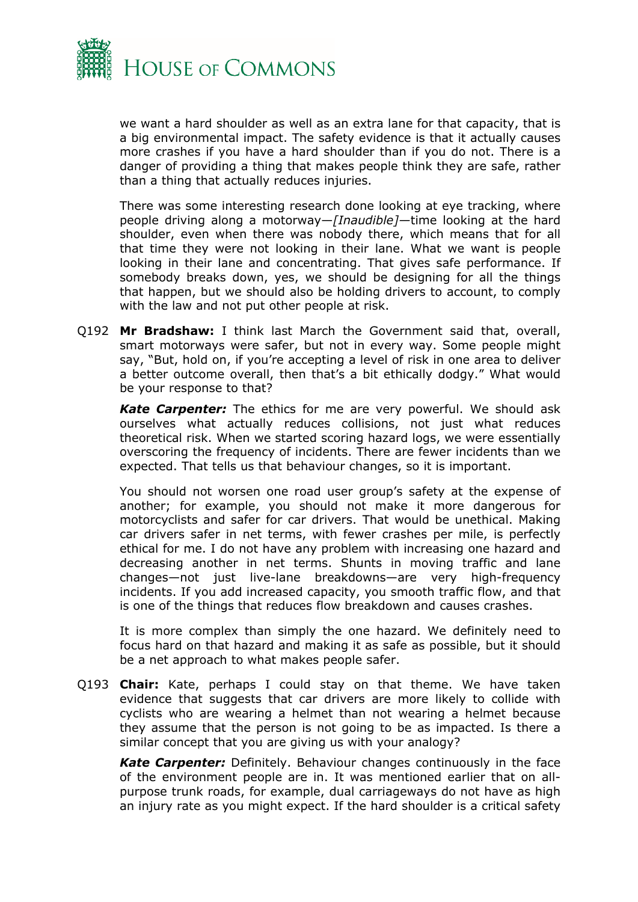we want a hard shoulder as well as an extra lane for that capacity, that is a big environmental impact. The safety evidence is that it actually causes more crashes if you have a hard shoulder than if you do not. There is a danger of providing a thing that makes people think they are safe, rather than a thing that actually reduces injuries.

There was some interesting research done looking at eye tracking, where people driving along a motorway—*[Inaudible]*—time looking at the hard shoulder, even when there was nobody there, which means that for all that time they were not looking in their lane. What we want is people looking in their lane and concentrating. That gives safe performance. If somebody breaks down, yes, we should be designing for all the things that happen, but we should also be holding drivers to account, to comply with the law and not put other people at risk.

Q192 **Mr Bradshaw:** I think last March the Government said that, overall, smart motorways were safer, but not in every way. Some people might say, "But, hold on, if you're accepting a level of risk in one area to deliver a better outcome overall, then that's a bit ethically dodgy." What would be your response to that?

***Kate Carpenter:*** The ethics for me are very powerful. We should ask ourselves what actually reduces collisions, not just what reduces theoretical risk. When we started scoring hazard logs, we were essentially overscoring the frequency of incidents. There are fewer incidents than we expected. That tells us that behaviour changes, so it is important.

You should not worsen one road user group's safety at the expense of another; for example, you should not make it more dangerous for motorcyclists and safer for car drivers. That would be unethical. Making car drivers safer in net terms, with fewer crashes per mile, is perfectly ethical for me. I do not have any problem with increasing one hazard and decreasing another in net terms. Shunts in moving traffic and lane changes—not just live-lane breakdowns—are very high-frequency incidents. If you add increased capacity, you smooth traffic flow, and that is one of the things that reduces flow breakdown and causes crashes.

It is more complex than simply the one hazard. We definitely need to focus hard on that hazard and making it as safe as possible, but it should be a net approach to what makes people safer.

Q193 **Chair:** Kate, perhaps I could stay on that theme. We have taken evidence that suggests that car drivers are more likely to collide with cyclists who are wearing a helmet than not wearing a helmet because they assume that the person is not going to be as impacted. Is there a similar concept that you are giving us with your analogy?

***Kate Carpenter:*** Definitely. Behaviour changes continuously in the face of the environment people are in. It was mentioned earlier that on all-purpose trunk roads, for example, dual carriageways do not have as high an injury rate as you might expect. If the hard shoulder is a critical safety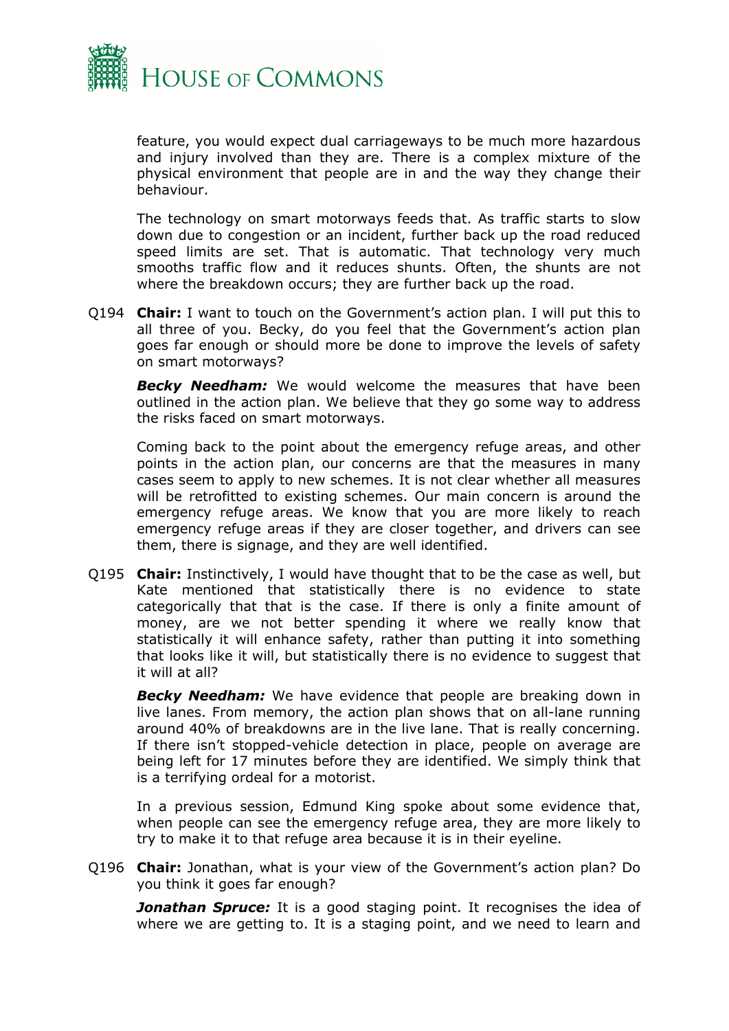feature, you would expect dual carriageways to be much more hazardous and injury involved than they are. There is a complex mixture of the physical environment that people are in and the way they change their behaviour.

The technology on smart motorways feeds that. As traffic starts to slow down due to congestion or an incident, further back up the road reduced speed limits are set. That is automatic. That technology very much smooths traffic flow and it reduces shunts. Often, the shunts are not where the breakdown occurs; they are further back up the road.

Q194 **Chair:** I want to touch on the Government's action plan. I will put this to all three of you. Becky, do you feel that the Government's action plan goes far enough or should more be done to improve the levels of safety on smart motorways?

***Becky Needham:*** We would welcome the measures that have been outlined in the action plan. We believe that they go some way to address the risks faced on smart motorways.

Coming back to the point about the emergency refuge areas, and other points in the action plan, our concerns are that the measures in many cases seem to apply to new schemes. It is not clear whether all measures will be retrofitted to existing schemes. Our main concern is around the emergency refuge areas. We know that you are more likely to reach emergency refuge areas if they are closer together, and drivers can see them, there is signage, and they are well identified.

Q195 **Chair:** Instinctively, I would have thought that to be the case as well, but Kate mentioned that statistically there is no evidence to state categorically that that is the case. If there is only a finite amount of money, are we not better spending it where we really know that statistically it will enhance safety, rather than putting it into something that looks like it will, but statistically there is no evidence to suggest that it will at all?

***Becky Needham:*** We have evidence that people are breaking down in live lanes. From memory, the action plan shows that on all-lane running around 40% of breakdowns are in the live lane. That is really concerning. If there isn't stopped-vehicle detection in place, people on average are being left for 17 minutes before they are identified. We simply think that is a terrifying ordeal for a motorist.

In a previous session, Edmund King spoke about some evidence that, when people can see the emergency refuge area, they are more likely to try to make it to that refuge area because it is in their eyeline.

Q196 **Chair:** Jonathan, what is your view of the Government's action plan? Do you think it goes far enough?

***Jonathan Spruce:*** It is a good staging point. It recognises the idea of where we are getting to. It is a staging point, and we need to learn and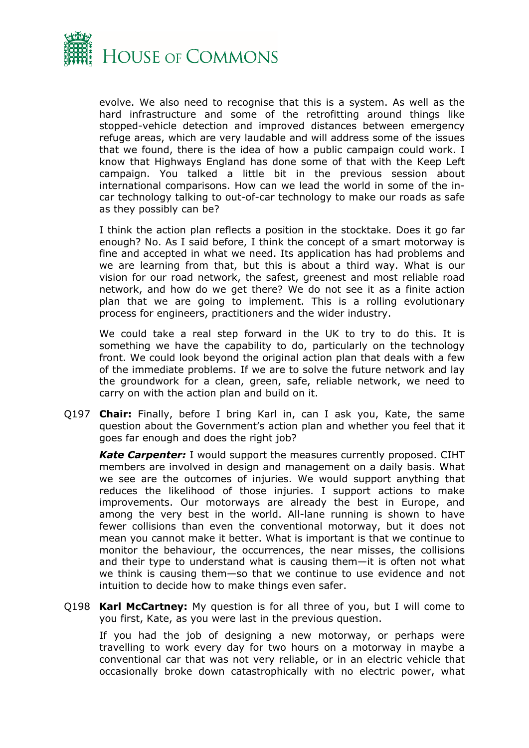evolve. We also need to recognise that this is a system. As well as the hard infrastructure and some of the retrofitting around things like stopped-vehicle detection and improved distances between emergency refuge areas, which are very laudable and will address some of the issues that we found, there is the idea of how a public campaign could work. I know that Highways England has done some of that with the Keep Left campaign. You talked a little bit in the previous session about international comparisons. How can we lead the world in some of the in-car technology talking to out-of-car technology to make our roads as safe as they possibly can be?

I think the action plan reflects a position in the stocktake. Does it go far enough? No. As I said before, I think the concept of a smart motorway is fine and accepted in what we need. Its application has had problems and we are learning from that, but this is about a third way. What is our vision for our road network, the safest, greenest and most reliable road network, and how do we get there? We do not see it as a finite action plan that we are going to implement. This is a rolling evolutionary process for engineers, practitioners and the wider industry.

We could take a real step forward in the UK to try to do this. It is something we have the capability to do, particularly on the technology front. We could look beyond the original action plan that deals with a few of the immediate problems. If we are to solve the future network and lay the groundwork for a clean, green, safe, reliable network, we need to carry on with the action plan and build on it.

Q197 **Chair:** Finally, before I bring Karl in, can I ask you, Kate, the same question about the Government's action plan and whether you feel that it goes far enough and does the right job?

***Kate Carpenter:*** I would support the measures currently proposed. CIHT members are involved in design and management on a daily basis. What we see are the outcomes of injuries. We would support anything that reduces the likelihood of those injuries. I support actions to make improvements. Our motorways are already the best in Europe, and among the very best in the world. All-lane running is shown to have fewer collisions than even the conventional motorway, but it does not mean you cannot make it better. What is important is that we continue to monitor the behaviour, the occurrences, the near misses, the collisions and their type to understand what is causing them—it is often not what we think is causing them—so that we continue to use evidence and not intuition to decide how to make things even safer.

Q198 **Karl McCartney:** My question is for all three of you, but I will come to you first, Kate, as you were last in the previous question.

If you had the job of designing a new motorway, or perhaps were travelling to work every day for two hours on a motorway in maybe a conventional car that was not very reliable, or in an electric vehicle that occasionally broke down catastrophically with no electric power, what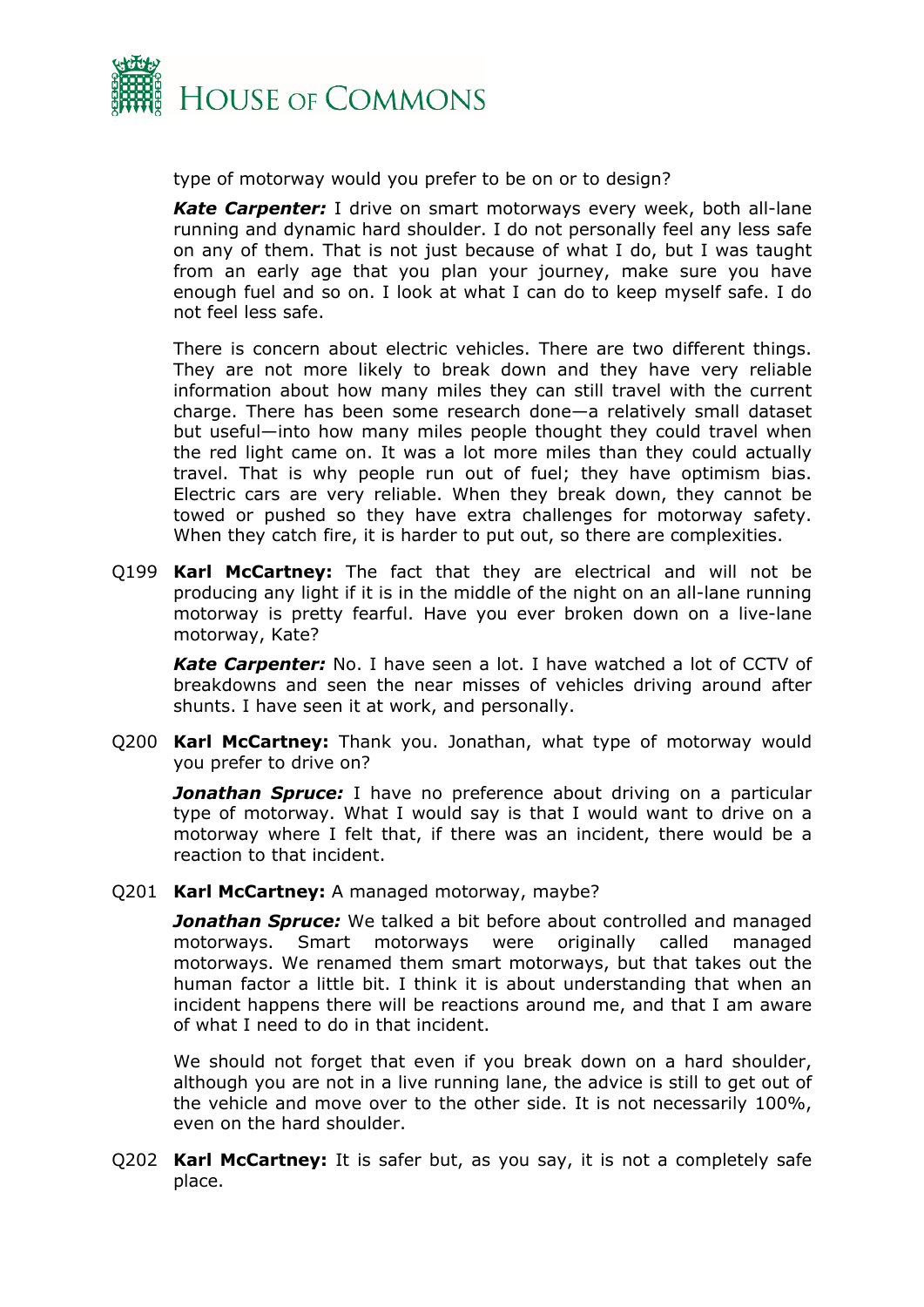type of motorway would you prefer to be on or to design?

***Kate Carpenter:*** I drive on smart motorways every week, both all-lane running and dynamic hard shoulder. I do not personally feel any less safe on any of them. That is not just because of what I do, but I was taught from an early age that you plan your journey, make sure you have enough fuel and so on. I look at what I can do to keep myself safe. I do not feel less safe.

There is concern about electric vehicles. There are two different things. They are not more likely to break down and they have very reliable information about how many miles they can still travel with the current charge. There has been some research done—a relatively small dataset but useful—into how many miles people thought they could travel when the red light came on. It was a lot more miles than they could actually travel. That is why people run out of fuel; they have optimism bias. Electric cars are very reliable. When they break down, they cannot be towed or pushed so they have extra challenges for motorway safety. When they catch fire, it is harder to put out, so there are complexities.

Q199 **Karl McCartney:** The fact that they are electrical and will not be producing any light if it is in the middle of the night on an all-lane running motorway is pretty fearful. Have you ever broken down on a live-lane motorway, Kate?

***Kate Carpenter:*** No. I have seen a lot. I have watched a lot of CCTV of breakdowns and seen the near misses of vehicles driving around after shunts. I have seen it at work, and personally.

Q200 **Karl McCartney:** Thank you. Jonathan, what type of motorway would you prefer to drive on?

***Jonathan Spruce:*** I have no preference about driving on a particular type of motorway. What I would say is that I would want to drive on a motorway where I felt that, if there was an incident, there would be a reaction to that incident.

Q201 **Karl McCartney:** A managed motorway, maybe?

***Jonathan Spruce:*** We talked a bit before about controlled and managed motorways. Smart motorways were originally called managed motorways. We renamed them smart motorways, but that takes out the human factor a little bit. I think it is about understanding that when an incident happens there will be reactions around me, and that I am aware of what I need to do in that incident.

We should not forget that even if you break down on a hard shoulder, although you are not in a live running lane, the advice is still to get out of the vehicle and move over to the other side. It is not necessarily 100%, even on the hard shoulder.

Q202 **Karl McCartney:** It is safer but, as you say, it is not a completely safe place.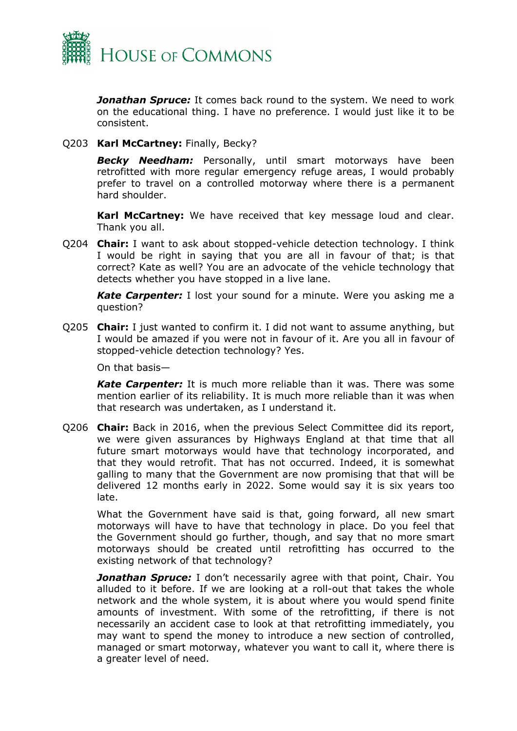***Jonathan Spruce:*** It comes back round to the system. We need to work on the educational thing. I have no preference. I would just like it to be consistent.

Q203 **Karl McCartney:** Finally, Becky?

***Becky Needham:*** Personally, until smart motorways have been retrofitted with more regular emergency refuge areas, I would probably prefer to travel on a controlled motorway where there is a permanent hard shoulder.

**Karl McCartney:** We have received that key message loud and clear. Thank you all.

Q204 **Chair:** I want to ask about stopped-vehicle detection technology. I think I would be right in saying that you are all in favour of that; is that correct? Kate as well? You are an advocate of the vehicle technology that detects whether you have stopped in a live lane.

***Kate Carpenter:*** I lost your sound for a minute. Were you asking me a question?

Q205 **Chair:** I just wanted to confirm it. I did not want to assume anything, but I would be amazed if you were not in favour of it. Are you all in favour of stopped-vehicle detection technology? Yes.

On that basis—

***Kate Carpenter:*** It is much more reliable than it was. There was some mention earlier of its reliability. It is much more reliable than it was when that research was undertaken, as I understand it.

Q206 **Chair:** Back in 2016, when the previous Select Committee did its report, we were given assurances by Highways England at that time that all future smart motorways would have that technology incorporated, and that they would retrofit. That has not occurred. Indeed, it is somewhat galling to many that the Government are now promising that that will be delivered 12 months early in 2022. Some would say it is six years too late.

What the Government have said is that, going forward, all new smart motorways will have to have that technology in place. Do you feel that the Government should go further, though, and say that no more smart motorways should be created until retrofitting has occurred to the existing network of that technology?

***Jonathan Spruce:*** I don't necessarily agree with that point, Chair. You alluded to it before. If we are looking at a roll-out that takes the whole network and the whole system, it is about where you would spend finite amounts of investment. With some of the retrofitting, if there is not necessarily an accident case to look at that retrofitting immediately, you may want to spend the money to introduce a new section of controlled, managed or smart motorway, whatever you want to call it, where there is a greater level of need.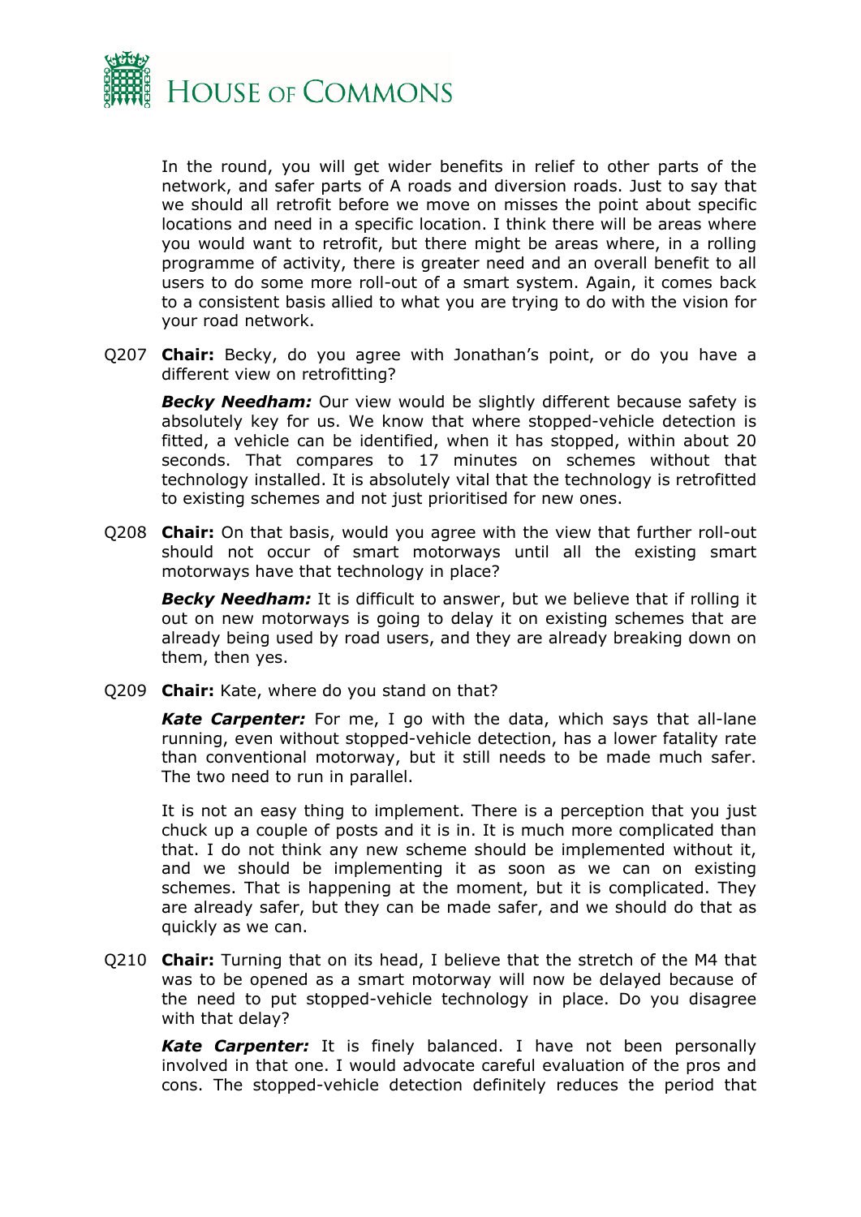In the round, you will get wider benefits in relief to other parts of the network, and safer parts of A roads and diversion roads. Just to say that we should all retrofit before we move on misses the point about specific locations and need in a specific location. I think there will be areas where you would want to retrofit, but there might be areas where, in a rolling programme of activity, there is greater need and an overall benefit to all users to do some more roll-out of a smart system. Again, it comes back to a consistent basis allied to what you are trying to do with the vision for your road network.

Q207 **Chair:** Becky, do you agree with Jonathan's point, or do you have a different view on retrofitting?

***Becky Needham:*** Our view would be slightly different because safety is absolutely key for us. We know that where stopped-vehicle detection is fitted, a vehicle can be identified, when it has stopped, within about 20 seconds. That compares to 17 minutes on schemes without that technology installed. It is absolutely vital that the technology is retrofitted to existing schemes and not just prioritised for new ones.

Q208 **Chair:** On that basis, would you agree with the view that further roll-out should not occur of smart motorways until all the existing smart motorways have that technology in place?

***Becky Needham:*** It is difficult to answer, but we believe that if rolling it out on new motorways is going to delay it on existing schemes that are already being used by road users, and they are already breaking down on them, then yes.

Q209 **Chair:** Kate, where do you stand on that?

***Kate Carpenter:*** For me, I go with the data, which says that all-lane running, even without stopped-vehicle detection, has a lower fatality rate than conventional motorway, but it still needs to be made much safer. The two need to run in parallel.

It is not an easy thing to implement. There is a perception that you just chuck up a couple of posts and it is in. It is much more complicated than that. I do not think any new scheme should be implemented without it, and we should be implementing it as soon as we can on existing schemes. That is happening at the moment, but it is complicated. They are already safer, but they can be made safer, and we should do that as quickly as we can.

Q210 **Chair:** Turning that on its head, I believe that the stretch of the M4 that was to be opened as a smart motorway will now be delayed because of the need to put stopped-vehicle technology in place. Do you disagree with that delay?

***Kate Carpenter:*** It is finely balanced. I have not been personally involved in that one. I would advocate careful evaluation of the pros and cons. The stopped-vehicle detection definitely reduces the period that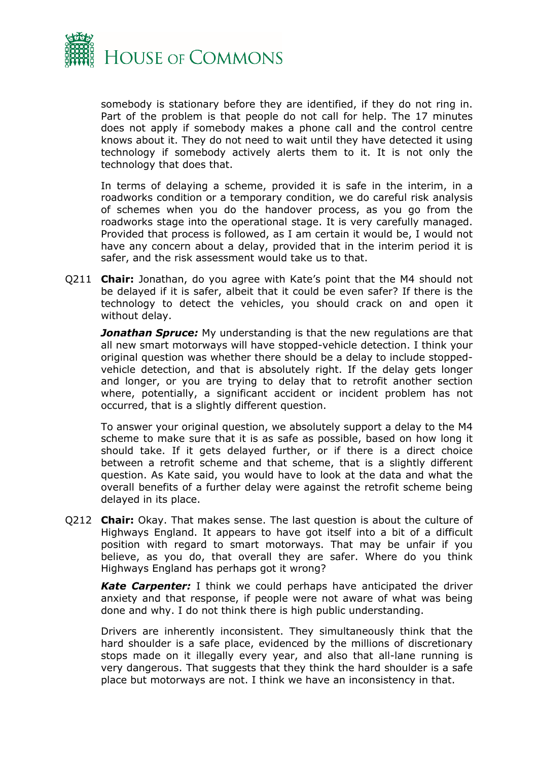somebody is stationary before they are identified, if they do not ring in. Part of the problem is that people do not call for help. The 17 minutes does not apply if somebody makes a phone call and the control centre knows about it. They do not need to wait until they have detected it using technology if somebody actively alerts them to it. It is not only the technology that does that.

In terms of delaying a scheme, provided it is safe in the interim, in a roadworks condition or a temporary condition, we do careful risk analysis of schemes when you do the handover process, as you go from the roadworks stage into the operational stage. It is very carefully managed. Provided that process is followed, as I am certain it would be, I would not have any concern about a delay, provided that in the interim period it is safer, and the risk assessment would take us to that.

Q211 **Chair:** Jonathan, do you agree with Kate's point that the M4 should not be delayed if it is safer, albeit that it could be even safer? If there is the technology to detect the vehicles, you should crack on and open it without delay.

***Jonathan Spruce:*** My understanding is that the new regulations are that all new smart motorways will have stopped-vehicle detection. I think your original question was whether there should be a delay to include stopped-vehicle detection, and that is absolutely right. If the delay gets longer and longer, or you are trying to delay that to retrofit another section where, potentially, a significant accident or incident problem has not occurred, that is a slightly different question.

To answer your original question, we absolutely support a delay to the M4 scheme to make sure that it is as safe as possible, based on how long it should take. If it gets delayed further, or if there is a direct choice between a retrofit scheme and that scheme, that is a slightly different question. As Kate said, you would have to look at the data and what the overall benefits of a further delay were against the retrofit scheme being delayed in its place.

Q212 **Chair:** Okay. That makes sense. The last question is about the culture of Highways England. It appears to have got itself into a bit of a difficult position with regard to smart motorways. That may be unfair if you believe, as you do, that overall they are safer. Where do you think Highways England has perhaps got it wrong?

***Kate Carpenter:*** I think we could perhaps have anticipated the driver anxiety and that response, if people were not aware of what was being done and why. I do not think there is high public understanding.

Drivers are inherently inconsistent. They simultaneously think that the hard shoulder is a safe place, evidenced by the millions of discretionary stops made on it illegally every year, and also that all-lane running is very dangerous. That suggests that they think the hard shoulder is a safe place but motorways are not. I think we have an inconsistency in that.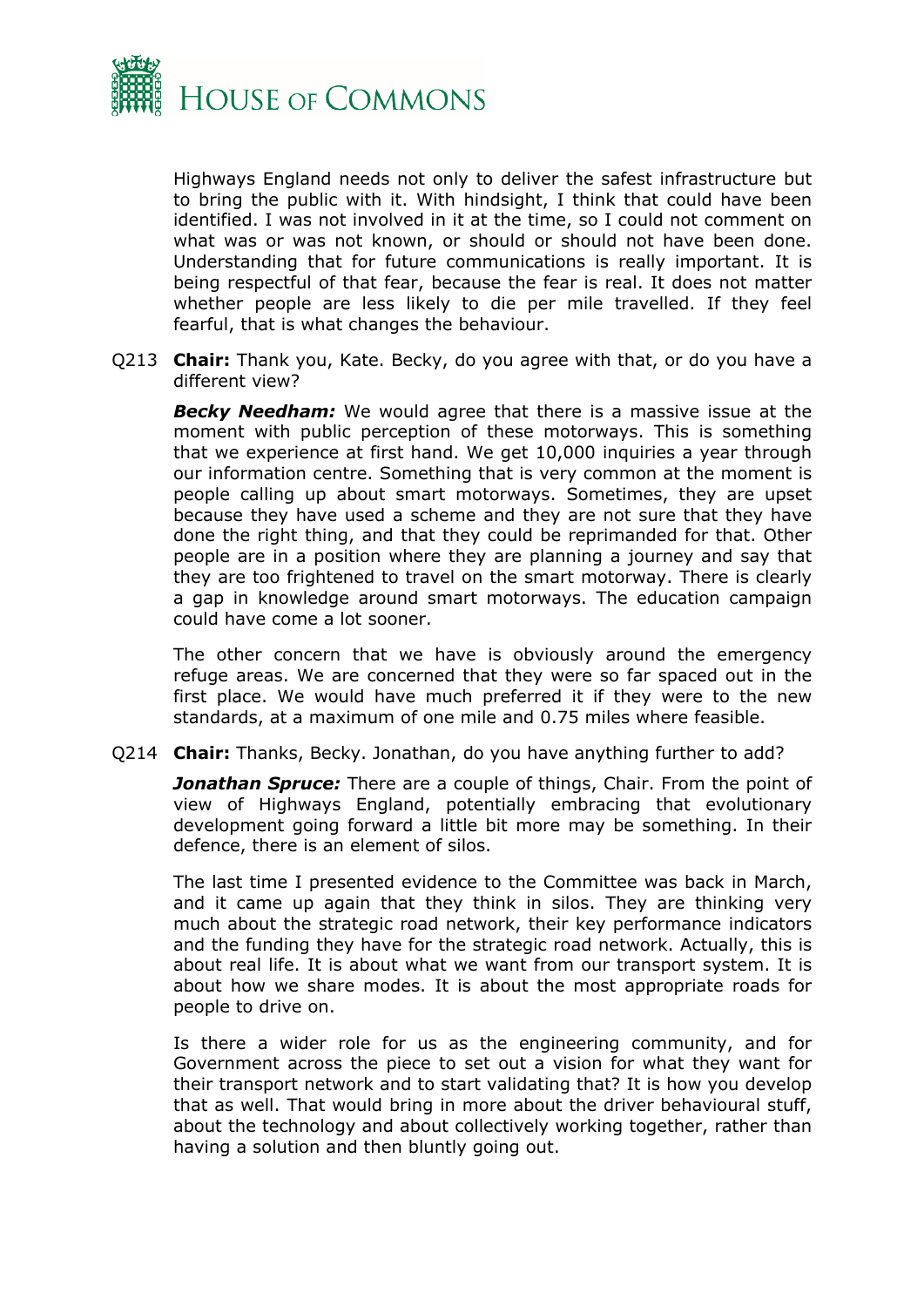Highways England needs not only to deliver the safest infrastructure but to bring the public with it. With hindsight, I think that could have been identified. I was not involved in it at the time, so I could not comment on what was or was not known, or should or should not have been done. Understanding that for future communications is really important. It is being respectful of that fear, because the fear is real. It does not matter whether people are less likely to die per mile travelled. If they feel fearful, that is what changes the behaviour.

Q213 **Chair:** Thank you, Kate. Becky, do you agree with that, or do you have a different view?

***Becky Needham:*** We would agree that there is a massive issue at the moment with public perception of these motorways. This is something that we experience at first hand. We get 10,000 inquiries a year through our information centre. Something that is very common at the moment is people calling up about smart motorways. Sometimes, they are upset because they have used a scheme and they are not sure that they have done the right thing, and that they could be reprimanded for that. Other people are in a position where they are planning a journey and say that they are too frightened to travel on the smart motorway. There is clearly a gap in knowledge around smart motorways. The education campaign could have come a lot sooner.

The other concern that we have is obviously around the emergency refuge areas. We are concerned that they were so far spaced out in the first place. We would have much preferred it if they were to the new standards, at a maximum of one mile and 0.75 miles where feasible.

Q214 **Chair:** Thanks, Becky. Jonathan, do you have anything further to add?

***Jonathan Spruce:*** There are a couple of things, Chair. From the point of view of Highways England, potentially embracing that evolutionary development going forward a little bit more may be something. In their defence, there is an element of silos.

The last time I presented evidence to the Committee was back in March, and it came up again that they think in silos. They are thinking very much about the strategic road network, their key performance indicators and the funding they have for the strategic road network. Actually, this is about real life. It is about what we want from our transport system. It is about how we share modes. It is about the most appropriate roads for people to drive on.

Is there a wider role for us as the engineering community, and for Government across the piece to set out a vision for what they want for their transport network and to start validating that? It is how you develop that as well. That would bring in more about the driver behavioural stuff, about the technology and about collectively working together, rather than having a solution and then bluntly going out.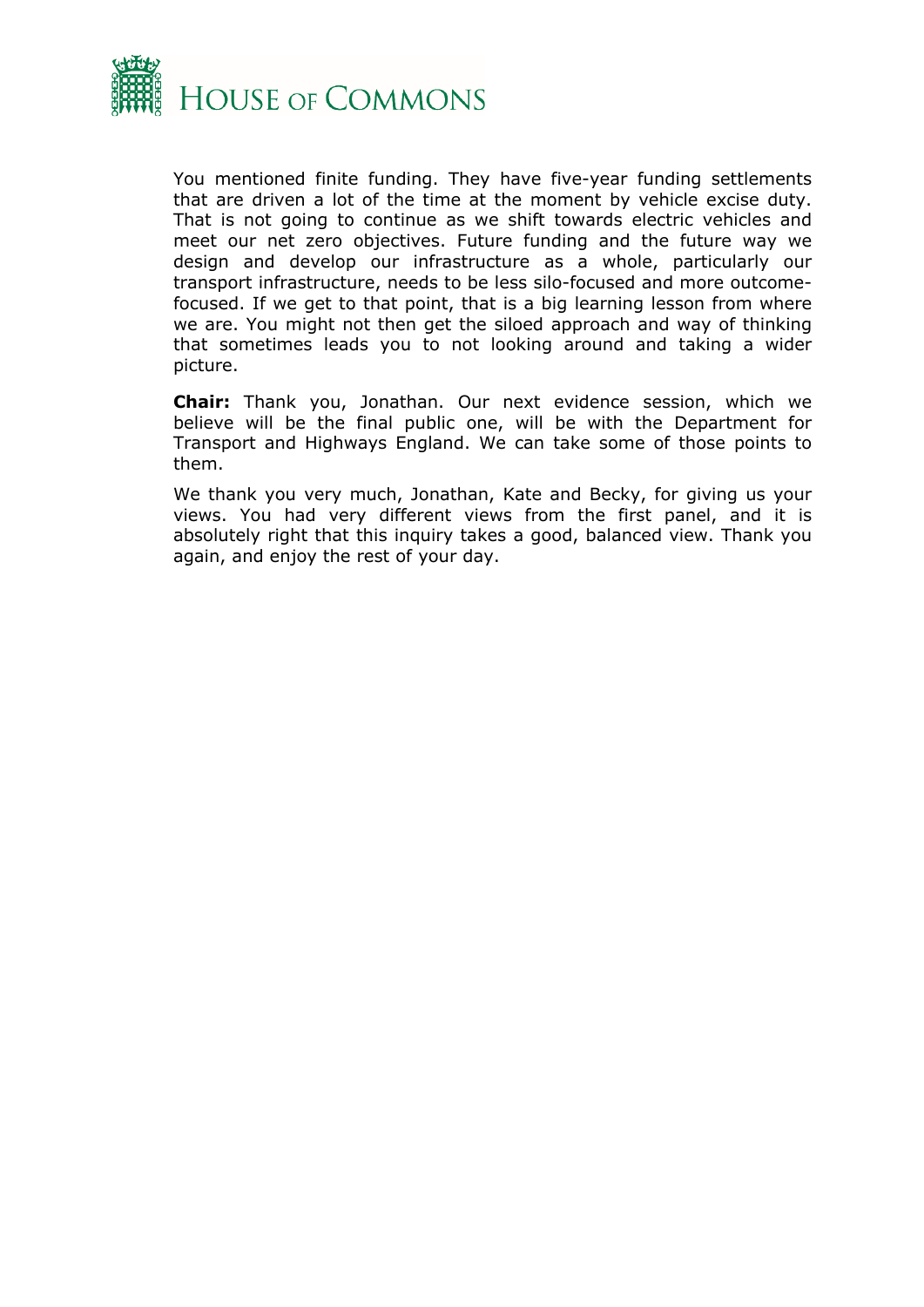You mentioned finite funding. They have five-year funding settlements that are driven a lot of the time at the moment by vehicle excise duty. That is not going to continue as we shift towards electric vehicles and meet our net zero objectives. Future funding and the future way we design and develop our infrastructure as a whole, particularly our transport infrastructure, needs to be less silo-focused and more outcome-focused. If we get to that point, that is a big learning lesson from where we are. You might not then get the siloed approach and way of thinking that sometimes leads you to not looking around and taking a wider picture.

**Chair:** Thank you, Jonathan. Our next evidence session, which we believe will be the final public one, will be with the Department for Transport and Highways England. We can take some of those points to them.

We thank you very much, Jonathan, Kate and Becky, for giving us your views. You had very different views from the first panel, and it is absolutely right that this inquiry takes a good, balanced view. Thank you again, and enjoy the rest of your day.